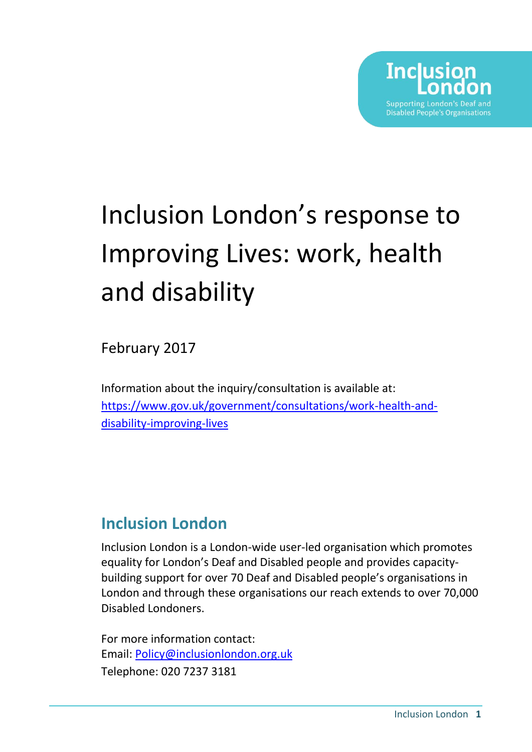# Inclusion London's response to Improving Lives: work, health and disability

February 2017

Information about the inquiry/consultation is available at: [https://www.gov.uk/government/consultations/work-health-and-disability-improving-lives](https://www.gov.uk/government/consultations/work-health-and-disability-improving-lives)

## Inclusion London

Inclusion London is a London-wide user-led organisation which promotes equality for London's Deaf and Disabled people and provides capacity-building support for over 70 Deaf and Disabled people's organisations in London and through these organisations our reach extends to over 70,000 Disabled Londoners.

For more information contact:
Email: [Policy@inclusionlondon.org.uk](mailto:Policy@inclusionlondon.org.uk)
Telephone: 020 7237 3181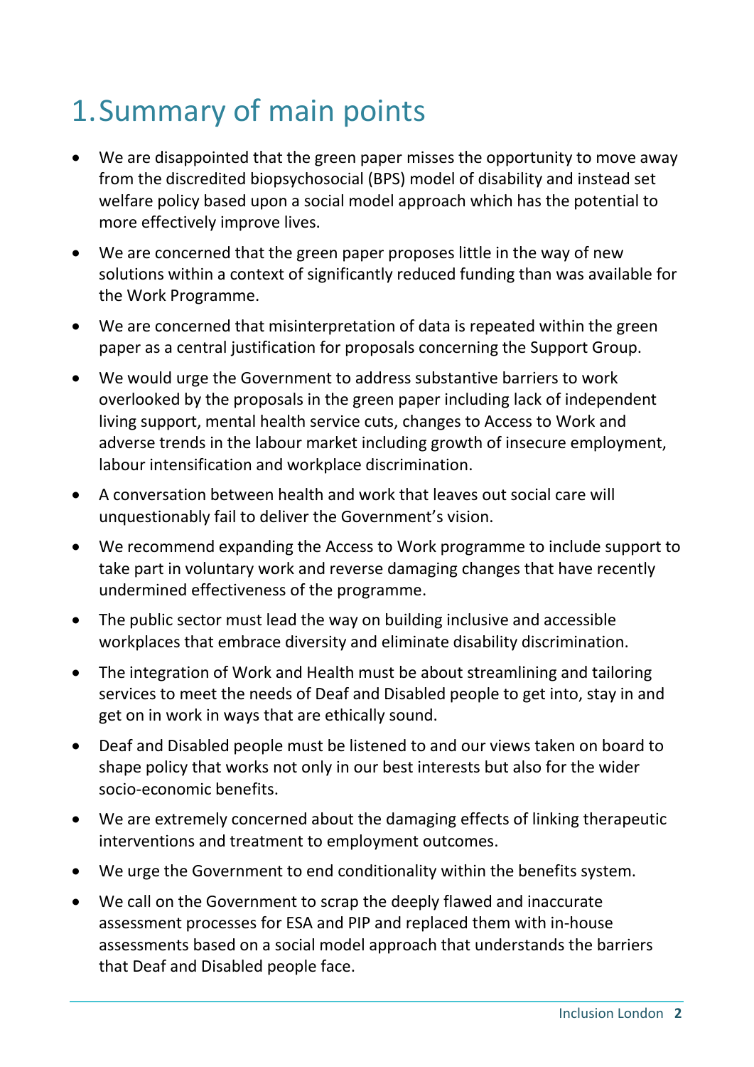# 1. Summary of main points

- We are disappointed that the green paper misses the opportunity to move away from the discredited biopsychosocial (BPS) model of disability and instead set welfare policy based upon a social model approach which has the potential to more effectively improve lives.
- We are concerned that the green paper proposes little in the way of new solutions within a context of significantly reduced funding than was available for the Work Programme.
- We are concerned that misinterpretation of data is repeated within the green paper as a central justification for proposals concerning the Support Group.
- We would urge the Government to address substantive barriers to work overlooked by the proposals in the green paper including lack of independent living support, mental health service cuts, changes to Access to Work and adverse trends in the labour market including growth of insecure employment, labour intensification and workplace discrimination.
- A conversation between health and work that leaves out social care will unquestionably fail to deliver the Government's vision.
- We recommend expanding the Access to Work programme to include support to take part in voluntary work and reverse damaging changes that have recently undermined effectiveness of the programme.
- The public sector must lead the way on building inclusive and accessible workplaces that embrace diversity and eliminate disability discrimination.
- The integration of Work and Health must be about streamlining and tailoring services to meet the needs of Deaf and Disabled people to get into, stay in and get on in work in ways that are ethically sound.
- Deaf and Disabled people must be listened to and our views taken on board to shape policy that works not only in our best interests but also for the wider socio-economic benefits.
- We are extremely concerned about the damaging effects of linking therapeutic interventions and treatment to employment outcomes.
- We urge the Government to end conditionality within the benefits system.
- We call on the Government to scrap the deeply flawed and inaccurate assessment processes for ESA and PIP and replaced them with in-house assessments based on a social model approach that understands the barriers that Deaf and Disabled people face.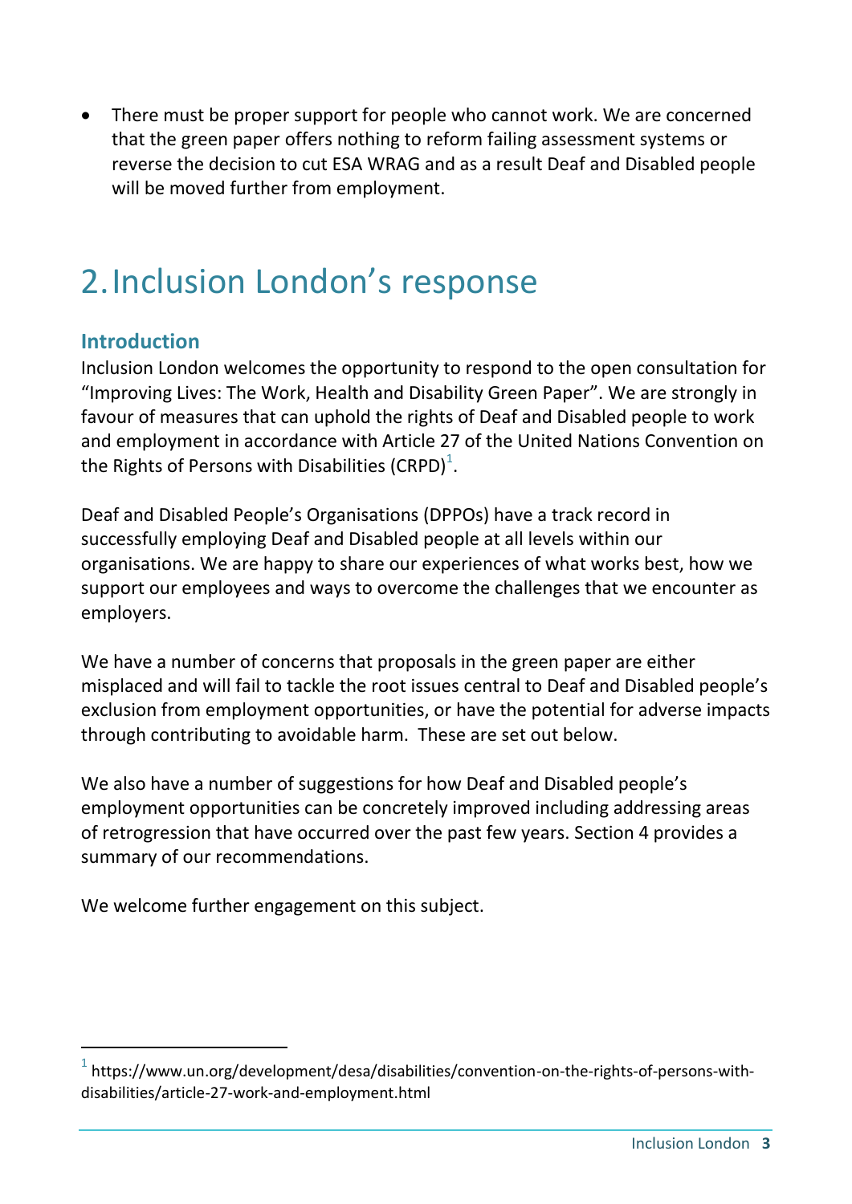- There must be proper support for people who cannot work. We are concerned that the green paper offers nothing to reform failing assessment systems or reverse the decision to cut ESA WRAG and as a result Deaf and Disabled people will be moved further from employment.

# 2. Inclusion London's response

### Introduction

Inclusion London welcomes the opportunity to respond to the open consultation for "Improving Lives: The Work, Health and Disability Green Paper". We are strongly in favour of measures that can uphold the rights of Deaf and Disabled people to work and employment in accordance with Article 27 of the United Nations Convention on the Rights of Persons with Disabilities (CRPD)[1].

Deaf and Disabled People's Organisations (DPPOs) have a track record in successfully employing Deaf and Disabled people at all levels within our organisations. We are happy to share our experiences of what works best, how we support our employees and ways to overcome the challenges that we encounter as employers.

We have a number of concerns that proposals in the green paper are either misplaced and will fail to tackle the root issues central to Deaf and Disabled people's exclusion from employment opportunities, or have the potential for adverse impacts through contributing to avoidable harm. These are set out below.

We also have a number of suggestions for how Deaf and Disabled people's employment opportunities can be concretely improved including addressing areas of retrogression that have occurred over the past few years. Section 4 provides a summary of our recommendations.

We welcome further engagement on this subject.

[1] https://www.un.org/development/desa/disabilities/convention-on-the-rights-of-persons-with-disabilities/article-27-work-and-employment.html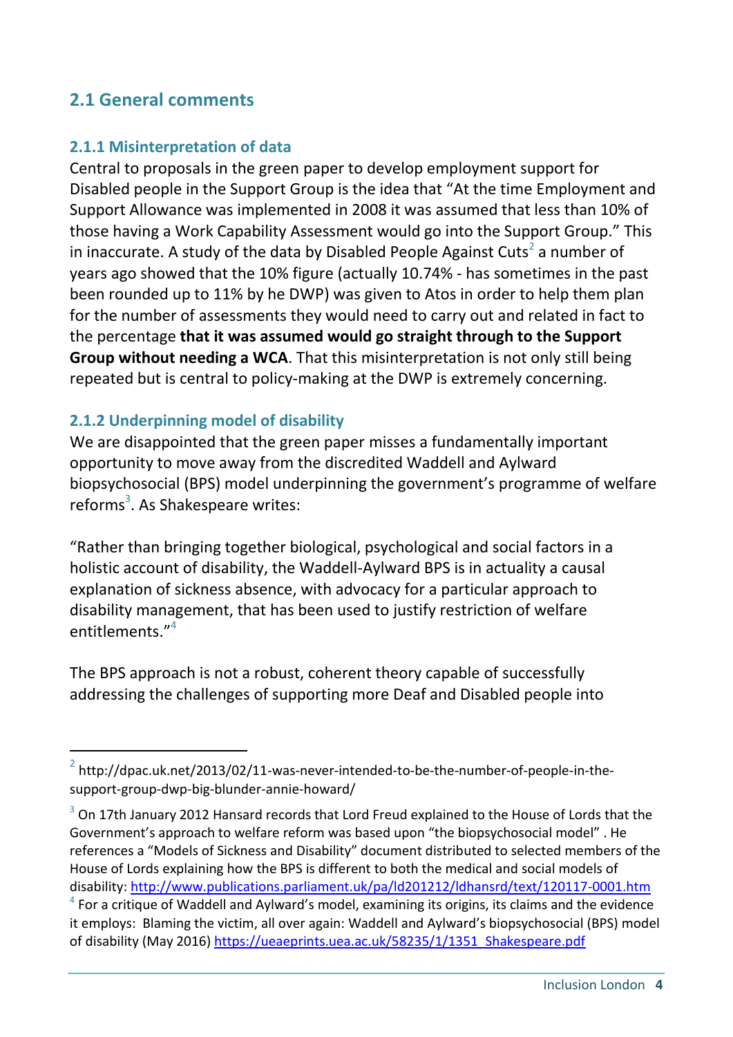## 2.1 General comments

### 2.1.1 Misinterpretation of data

Central to proposals in the green paper to develop employment support for Disabled people in the Support Group is the idea that "At the time Employment and Support Allowance was implemented in 2008 it was assumed that less than 10% of those having a Work Capability Assessment would go into the Support Group." This in inaccurate. A study of the data by Disabled People Against Cuts[2] a number of years ago showed that the 10% figure (actually 10.74% - has sometimes in the past been rounded up to 11% by he DWP) was given to Atos in order to help them plan for the number of assessments they would need to carry out and related in fact to the percentage **that it was assumed would go straight through to the Support Group without needing a WCA**. That this misinterpretation is not only still being repeated but is central to policy-making at the DWP is extremely concerning.

### 2.1.2 Underpinning model of disability

We are disappointed that the green paper misses a fundamentally important opportunity to move away from the discredited Waddell and Aylward biopsychosocial (BPS) model underpinning the government's programme of welfare reforms[3]. As Shakespeare writes:

"Rather than bringing together biological, psychological and social factors in a holistic account of disability, the Waddell-Aylward BPS is in actuality a causal explanation of sickness absence, with advocacy for a particular approach to disability management, that has been used to justify restriction of welfare entitlements."[4]

The BPS approach is not a robust, coherent theory capable of successfully addressing the challenges of supporting more Deaf and Disabled people into

---

[2] http://dpac.uk.net/2013/02/11-was-never-intended-to-be-the-number-of-people-in-the-support-group-dwp-big-blunder-annie-howard/

[3] On 17th January 2012 Hansard records that Lord Freud explained to the House of Lords that the Government's approach to welfare reform was based upon "the biopsychosocial model" . He references a "Models of Sickness and Disability" document distributed to selected members of the House of Lords explaining how the BPS is different to both the medical and social models of disability: http://www.publications.parliament.uk/pa/ld201212/ldhansrd/text/120117-0001.htm

[4] For a critique of Waddell and Aylward's model, examining its origins, its claims and the evidence it employs: Blaming the victim, all over again: Waddell and Aylward's biopsychosocial (BPS) model of disability (May 2016) https://ueaeprints.uea.ac.uk/58235/1/1351_Shakespeare.pdf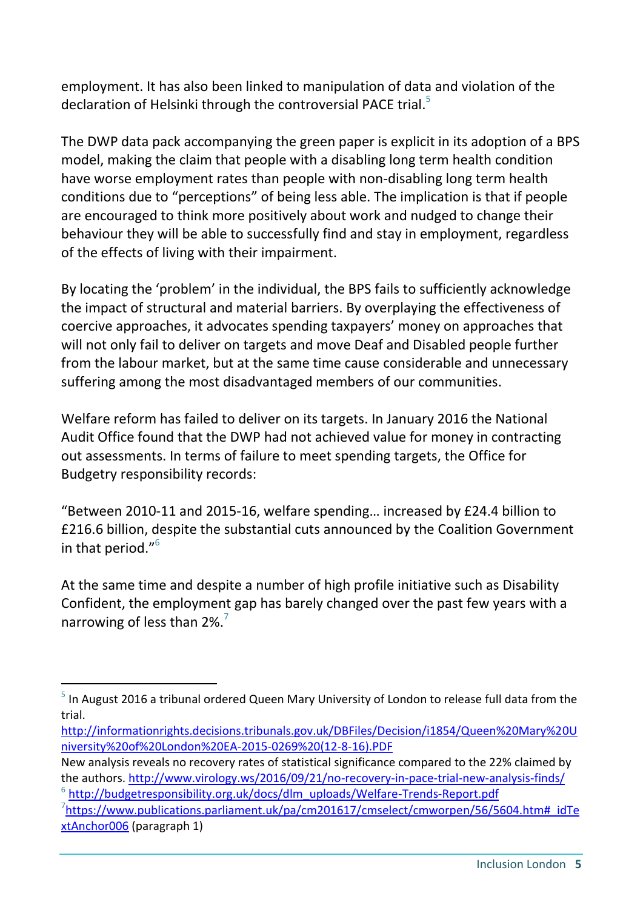employment. It has also been linked to manipulation of data and violation of the declaration of Helsinki through the controversial PACE trial.[5]

The DWP data pack accompanying the green paper is explicit in its adoption of a BPS model, making the claim that people with a disabling long term health condition have worse employment rates than people with non-disabling long term health conditions due to "perceptions" of being less able. The implication is that if people are encouraged to think more positively about work and nudged to change their behaviour they will be able to successfully find and stay in employment, regardless of the effects of living with their impairment.

By locating the 'problem' in the individual, the BPS fails to sufficiently acknowledge the impact of structural and material barriers. By overplaying the effectiveness of coercive approaches, it advocates spending taxpayers' money on approaches that will not only fail to deliver on targets and move Deaf and Disabled people further from the labour market, but at the same time cause considerable and unnecessary suffering among the most disadvantaged members of our communities.

Welfare reform has failed to deliver on its targets. In January 2016 the National Audit Office found that the DWP had not achieved value for money in contracting out assessments. In terms of failure to meet spending targets, the Office for Budgetry responsibility records:

"Between 2010-11 and 2015-16, welfare spending… increased by £24.4 billion to £216.6 billion, despite the substantial cuts announced by the Coalition Government in that period."[6]

At the same time and despite a number of high profile initiative such as Disability Confident, the employment gap has barely changed over the past few years with a narrowing of less than 2%.[7]

---

[5] In August 2016 a tribunal ordered Queen Mary University of London to release full data from the trial.
http://informationrights.decisions.tribunals.gov.uk/DBFiles/Decision/i1854/Queen%20Mary%20University%20of%20London%20EA-2015-0269%20(12-8-16).PDF
New analysis reveals no recovery rates of statistical significance compared to the 22% claimed by the authors. http://www.virology.ws/2016/09/21/no-recovery-in-pace-trial-new-analysis-finds/

[6] http://budgetresponsibility.org.uk/docs/dlm_uploads/Welfare-Trends-Report.pdf

[7] https://www.publications.parliament.uk/pa/cm201617/cmselect/cmworpen/56/5604.htm#_idTextAnchor006 (paragraph 1)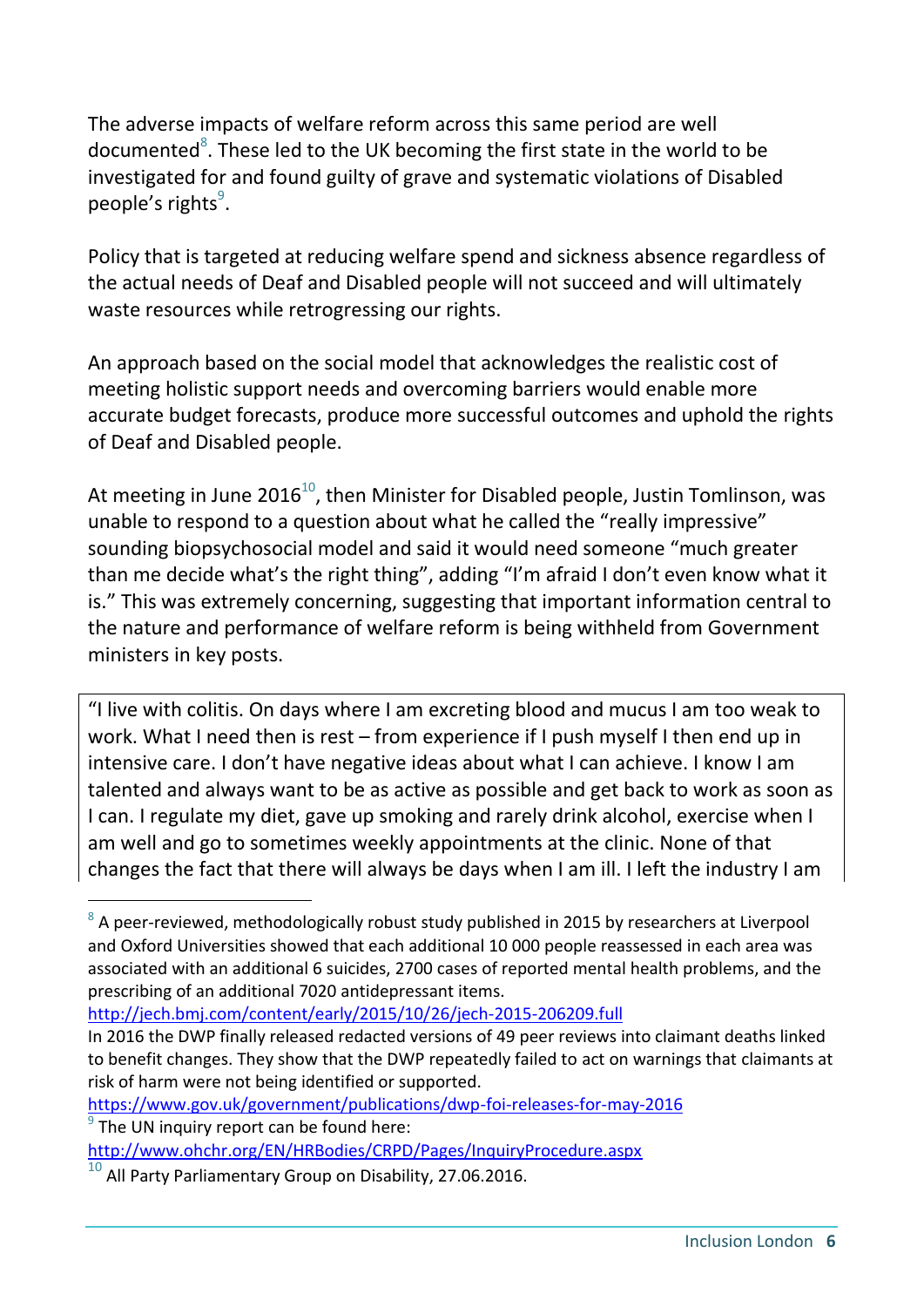The adverse impacts of welfare reform across this same period are well documented[8]. These led to the UK becoming the first state in the world to be investigated for and found guilty of grave and systematic violations of Disabled people's rights[9].

Policy that is targeted at reducing welfare spend and sickness absence regardless of the actual needs of Deaf and Disabled people will not succeed and will ultimately waste resources while retrogressing our rights.

An approach based on the social model that acknowledges the realistic cost of meeting holistic support needs and overcoming barriers would enable more accurate budget forecasts, produce more successful outcomes and uphold the rights of Deaf and Disabled people.

At meeting in June 2016[10], then Minister for Disabled people, Justin Tomlinson, was unable to respond to a question about what he called the "really impressive" sounding biopsychosocial model and said it would need someone "much greater than me decide what's the right thing", adding "I'm afraid I don't even know what it is." This was extremely concerning, suggesting that important information central to the nature and performance of welfare reform is being withheld from Government ministers in key posts.

> "I live with colitis. On days where I am excreting blood and mucus I am too weak to work. What I need then is rest – from experience if I push myself I then end up in intensive care. I don't have negative ideas about what I can achieve. I know I am talented and always want to be as active as possible and get back to work as soon as I can. I regulate my diet, gave up smoking and rarely drink alcohol, exercise when I am well and go to sometimes weekly appointments at the clinic. None of that changes the fact that there will always be days when I am ill. I left the industry I am

---

[8] A peer-reviewed, methodologically robust study published in 2015 by researchers at Liverpool and Oxford Universities showed that each additional 10 000 people reassessed in each area was associated with an additional 6 suicides, 2700 cases of reported mental health problems, and the prescribing of an additional 7020 antidepressant items.
http://jech.bmj.com/content/early/2015/10/26/jech-2015-206209.full
In 2016 the DWP finally released redacted versions of 49 peer reviews into claimant deaths linked to benefit changes. They show that the DWP repeatedly failed to act on warnings that claimants at risk of harm were not being identified or supported.
https://www.gov.uk/government/publications/dwp-foi-releases-for-may-2016

[9] The UN inquiry report can be found here:
http://www.ohchr.org/EN/HRBodies/CRPD/Pages/InquiryProcedure.aspx

[10] All Party Parliamentary Group on Disability, 27.06.2016.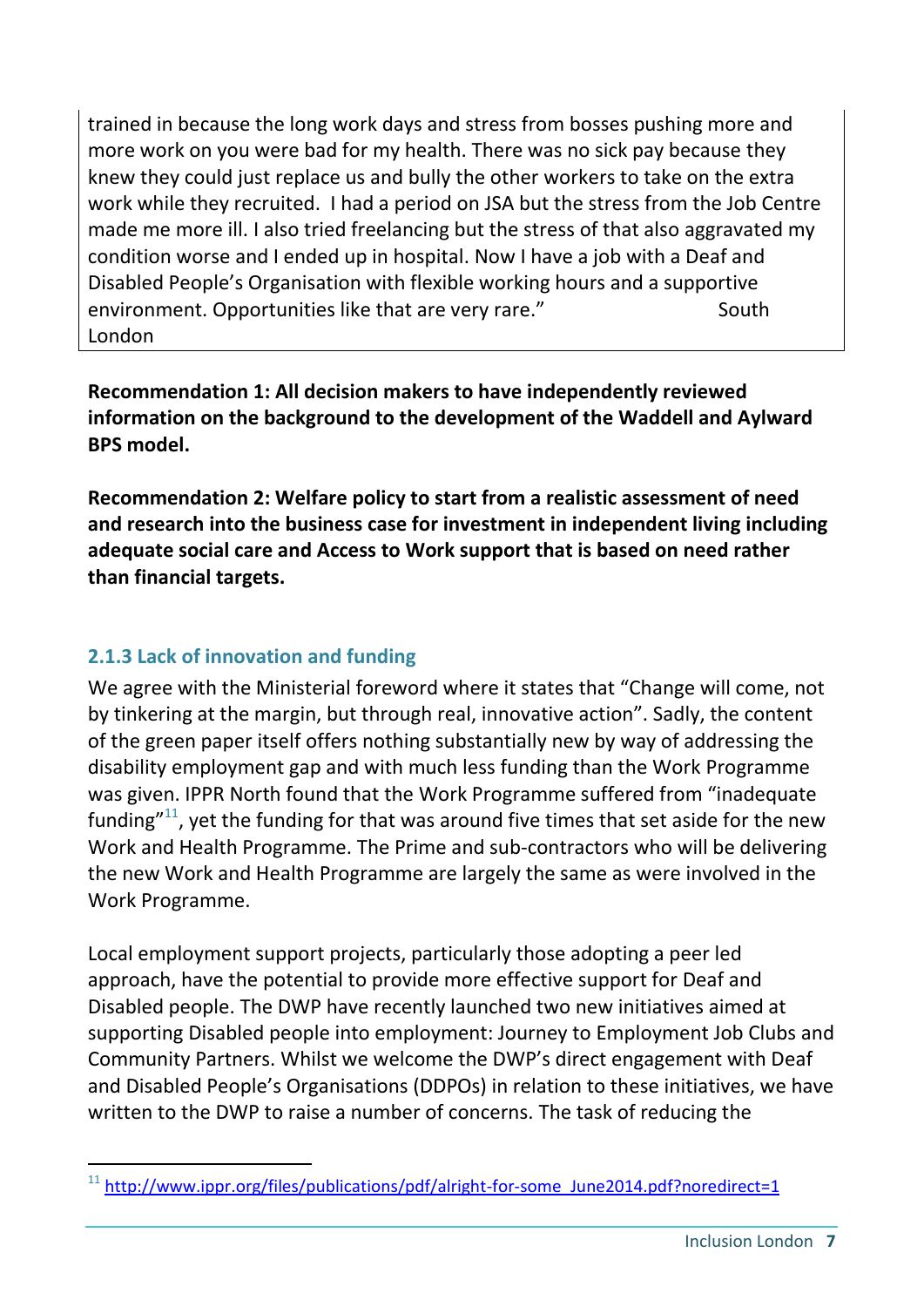trained in because the long work days and stress from bosses pushing more and more work on you were bad for my health. There was no sick pay because they knew they could just replace us and bully the other workers to take on the extra work while they recruited. I had a period on JSA but the stress from the Job Centre made me more ill. I also tried freelancing but the stress of that also aggravated my condition worse and I ended up in hospital. Now I have a job with a Deaf and Disabled People's Organisation with flexible working hours and a supportive environment. Opportunities like that are very rare." South London

**Recommendation 1: All decision makers to have independently reviewed information on the background to the development of the Waddell and Aylward BPS model.**

**Recommendation 2: Welfare policy to start from a realistic assessment of need and research into the business case for investment in independent living including adequate social care and Access to Work support that is based on need rather than financial targets.**

### 2.1.3 Lack of innovation and funding

We agree with the Ministerial foreword where it states that "Change will come, not by tinkering at the margin, but through real, innovative action". Sadly, the content of the green paper itself offers nothing substantially new by way of addressing the disability employment gap and with much less funding than the Work Programme was given. IPPR North found that the Work Programme suffered from "inadequate funding"[11], yet the funding for that was around five times that set aside for the new Work and Health Programme. The Prime and sub-contractors who will be delivering the new Work and Health Programme are largely the same as were involved in the Work Programme.

Local employment support projects, particularly those adopting a peer led approach, have the potential to provide more effective support for Deaf and Disabled people. The DWP have recently launched two new initiatives aimed at supporting Disabled people into employment: Journey to Employment Job Clubs and Community Partners. Whilst we welcome the DWP's direct engagement with Deaf and Disabled People's Organisations (DDPOs) in relation to these initiatives, we have written to the DWP to raise a number of concerns. The task of reducing the

[11] http://www.ippr.org/files/publications/pdf/alright-for-some_June2014.pdf?noredirect=1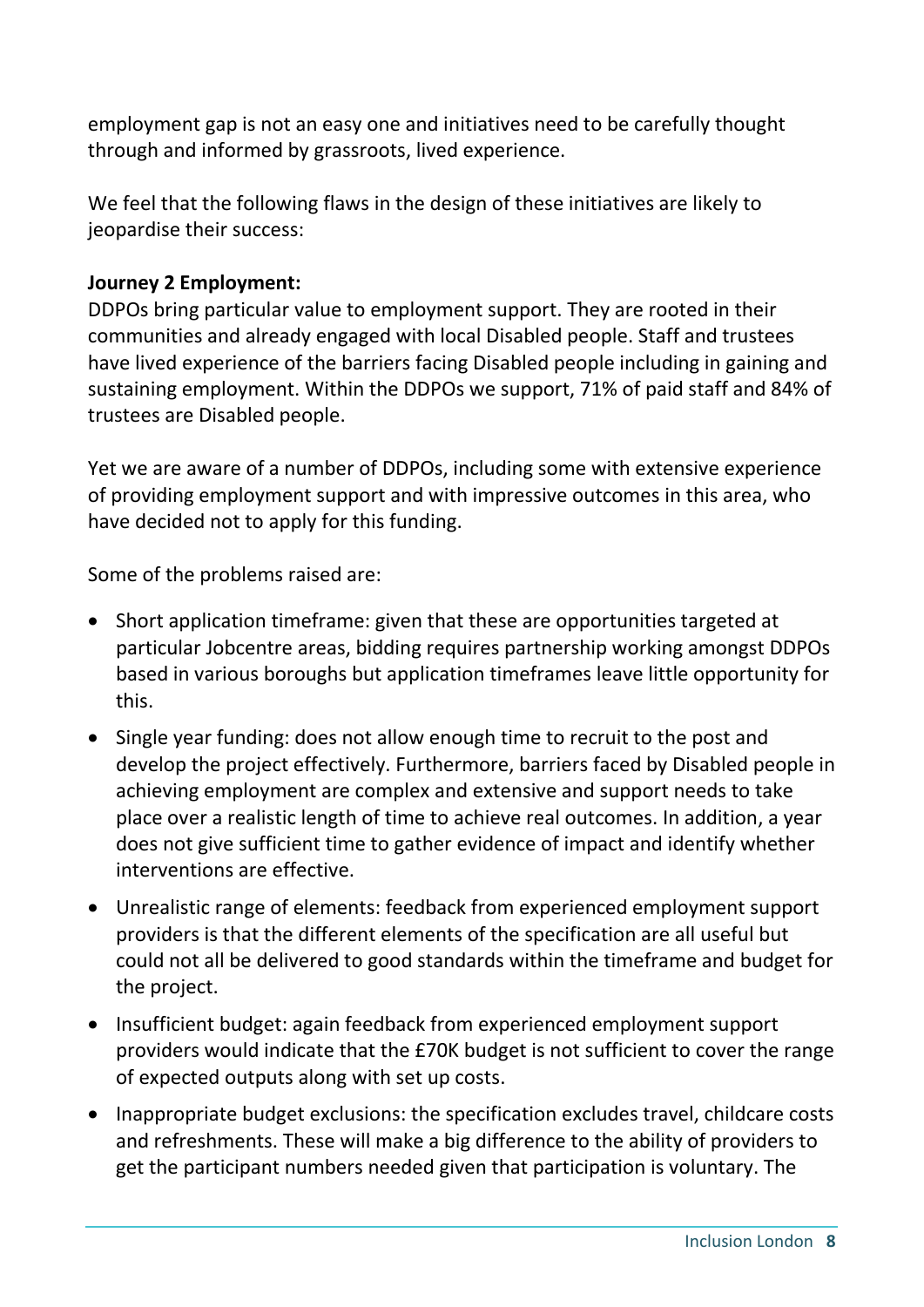employment gap is not an easy one and initiatives need to be carefully thought through and informed by grassroots, lived experience.

We feel that the following flaws in the design of these initiatives are likely to jeopardise their success:

**Journey 2 Employment:**

DDPOs bring particular value to employment support. They are rooted in their communities and already engaged with local Disabled people. Staff and trustees have lived experience of the barriers facing Disabled people including in gaining and sustaining employment. Within the DDPOs we support, 71% of paid staff and 84% of trustees are Disabled people.

Yet we are aware of a number of DDPOs, including some with extensive experience of providing employment support and with impressive outcomes in this area, who have decided not to apply for this funding.

Some of the problems raised are:

- Short application timeframe: given that these are opportunities targeted at particular Jobcentre areas, bidding requires partnership working amongst DDPOs based in various boroughs but application timeframes leave little opportunity for this.
- Single year funding: does not allow enough time to recruit to the post and develop the project effectively. Furthermore, barriers faced by Disabled people in achieving employment are complex and extensive and support needs to take place over a realistic length of time to achieve real outcomes. In addition, a year does not give sufficient time to gather evidence of impact and identify whether interventions are effective.
- Unrealistic range of elements: feedback from experienced employment support providers is that the different elements of the specification are all useful but could not all be delivered to good standards within the timeframe and budget for the project.
- Insufficient budget: again feedback from experienced employment support providers would indicate that the £70K budget is not sufficient to cover the range of expected outputs along with set up costs.
- Inappropriate budget exclusions: the specification excludes travel, childcare costs and refreshments. These will make a big difference to the ability of providers to get the participant numbers needed given that participation is voluntary. The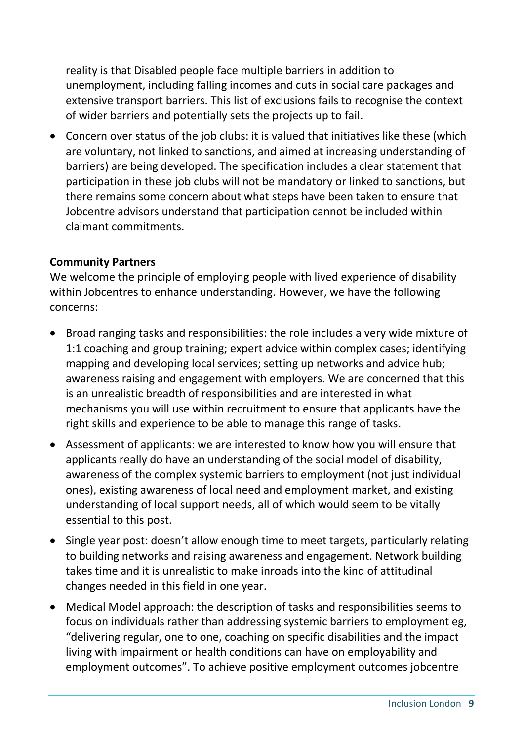reality is that Disabled people face multiple barriers in addition to unemployment, including falling incomes and cuts in social care packages and extensive transport barriers. This list of exclusions fails to recognise the context of wider barriers and potentially sets the projects up to fail.

- Concern over status of the job clubs: it is valued that initiatives like these (which are voluntary, not linked to sanctions, and aimed at increasing understanding of barriers) are being developed. The specification includes a clear statement that participation in these job clubs will not be mandatory or linked to sanctions, but there remains some concern about what steps have been taken to ensure that Jobcentre advisors understand that participation cannot be included within claimant commitments.

**Community Partners**

We welcome the principle of employing people with lived experience of disability within Jobcentres to enhance understanding. However, we have the following concerns:

- Broad ranging tasks and responsibilities: the role includes a very wide mixture of 1:1 coaching and group training; expert advice within complex cases; identifying mapping and developing local services; setting up networks and advice hub; awareness raising and engagement with employers. We are concerned that this is an unrealistic breadth of responsibilities and are interested in what mechanisms you will use within recruitment to ensure that applicants have the right skills and experience to be able to manage this range of tasks.
- Assessment of applicants: we are interested to know how you will ensure that applicants really do have an understanding of the social model of disability, awareness of the complex systemic barriers to employment (not just individual ones), existing awareness of local need and employment market, and existing understanding of local support needs, all of which would seem to be vitally essential to this post.
- Single year post: doesn't allow enough time to meet targets, particularly relating to building networks and raising awareness and engagement. Network building takes time and it is unrealistic to make inroads into the kind of attitudinal changes needed in this field in one year.
- Medical Model approach: the description of tasks and responsibilities seems to focus on individuals rather than addressing systemic barriers to employment eg, "delivering regular, one to one, coaching on specific disabilities and the impact living with impairment or health conditions can have on employability and employment outcomes". To achieve positive employment outcomes jobcentre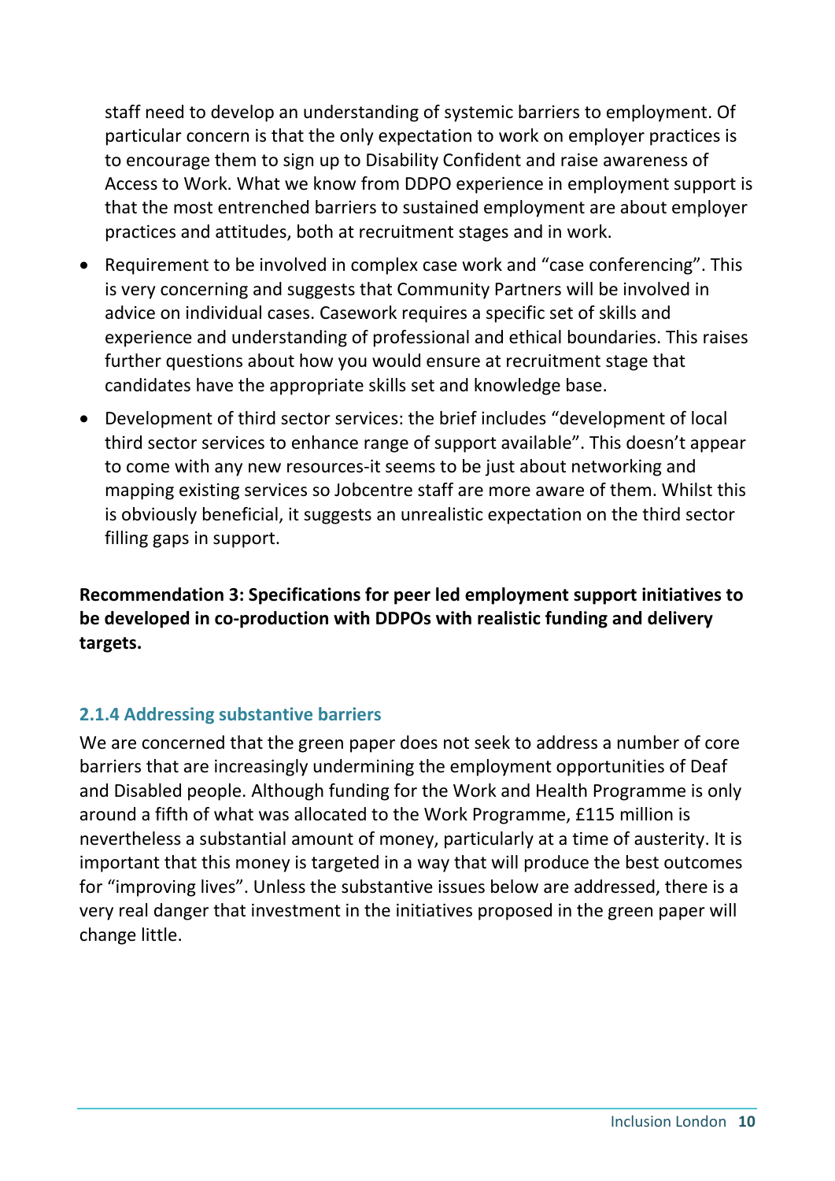staff need to develop an understanding of systemic barriers to employment. Of particular concern is that the only expectation to work on employer practices is to encourage them to sign up to Disability Confident and raise awareness of Access to Work. What we know from DDPO experience in employment support is that the most entrenched barriers to sustained employment are about employer practices and attitudes, both at recruitment stages and in work.

- Requirement to be involved in complex case work and "case conferencing". This is very concerning and suggests that Community Partners will be involved in advice on individual cases. Casework requires a specific set of skills and experience and understanding of professional and ethical boundaries. This raises further questions about how you would ensure at recruitment stage that candidates have the appropriate skills set and knowledge base.
- Development of third sector services: the brief includes "development of local third sector services to enhance range of support available". This doesn't appear to come with any new resources-it seems to be just about networking and mapping existing services so Jobcentre staff are more aware of them. Whilst this is obviously beneficial, it suggests an unrealistic expectation on the third sector filling gaps in support.

**Recommendation 3: Specifications for peer led employment support initiatives to be developed in co-production with DDPOs with realistic funding and delivery targets.**

### 2.1.4 Addressing substantive barriers

We are concerned that the green paper does not seek to address a number of core barriers that are increasingly undermining the employment opportunities of Deaf and Disabled people. Although funding for the Work and Health Programme is only around a fifth of what was allocated to the Work Programme, £115 million is nevertheless a substantial amount of money, particularly at a time of austerity. It is important that this money is targeted in a way that will produce the best outcomes for "improving lives". Unless the substantive issues below are addressed, there is a very real danger that investment in the initiatives proposed in the green paper will change little.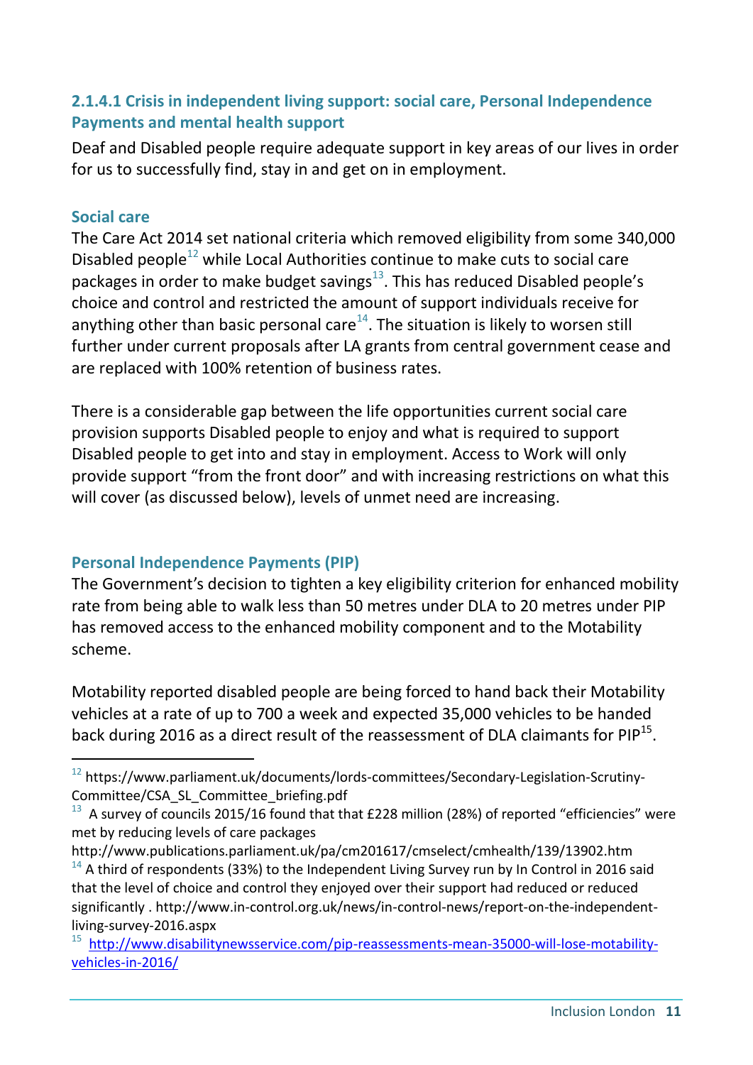#### 2.1.4.1 Crisis in independent living support: social care, Personal Independence Payments and mental health support

Deaf and Disabled people require adequate support in key areas of our lives in order for us to successfully find, stay in and get on in employment.

**Social care**

The Care Act 2014 set national criteria which removed eligibility from some 340,000 Disabled people[12] while Local Authorities continue to make cuts to social care packages in order to make budget savings[13]. This has reduced Disabled people's choice and control and restricted the amount of support individuals receive for anything other than basic personal care[14]. The situation is likely to worsen still further under current proposals after LA grants from central government cease and are replaced with 100% retention of business rates.

There is a considerable gap between the life opportunities current social care provision supports Disabled people to enjoy and what is required to support Disabled people to get into and stay in employment. Access to Work will only provide support "from the front door" and with increasing restrictions on what this will cover (as discussed below), levels of unmet need are increasing.

**Personal Independence Payments (PIP)**

The Government's decision to tighten a key eligibility criterion for enhanced mobility rate from being able to walk less than 50 metres under DLA to 20 metres under PIP has removed access to the enhanced mobility component and to the Motability scheme.

Motability reported disabled people are being forced to hand back their Motability vehicles at a rate of up to 700 a week and expected 35,000 vehicles to be handed back during 2016 as a direct result of the reassessment of DLA claimants for PIP[15].

---

[12] https://www.parliament.uk/documents/lords-committees/Secondary-Legislation-Scrutiny-Committee/CSA_SL_Committee_briefing.pdf

[13] A survey of councils 2015/16 found that that £228 million (28%) of reported "efficiencies" were met by reducing levels of care packages http://www.publications.parliament.uk/pa/cm201617/cmselect/cmhealth/139/13902.htm

[14] A third of respondents (33%) to the Independent Living Survey run by In Control in 2016 said that the level of choice and control they enjoyed over their support had reduced or reduced significantly . http://www.in-control.org.uk/news/in-control-news/report-on-the-independent-living-survey-2016.aspx

[15] http://www.disabilitynewsservice.com/pip-reassessments-mean-35000-will-lose-motability-vehicles-in-2016/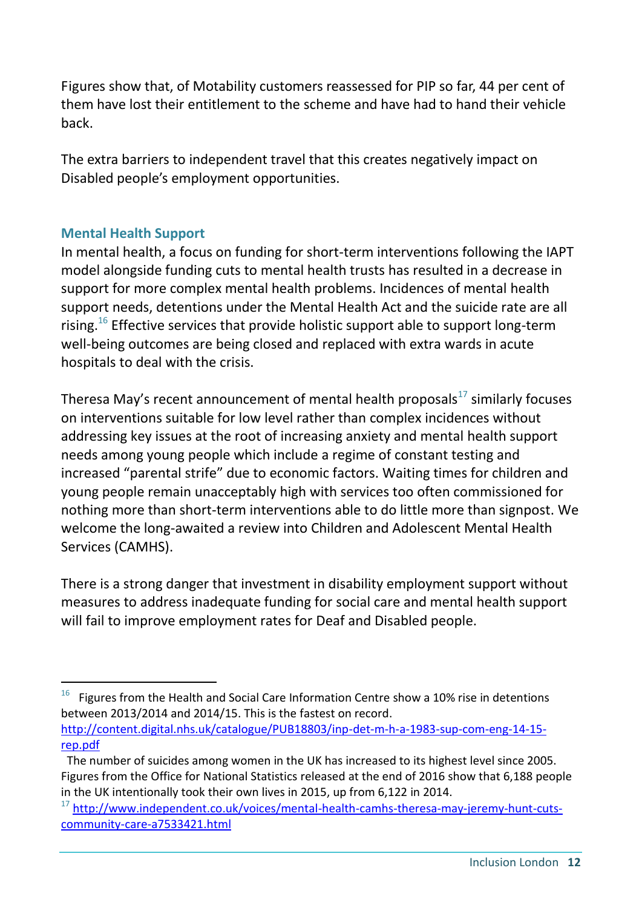Figures show that, of Motability customers reassessed for PIP so far, 44 per cent of them have lost their entitlement to the scheme and have had to hand their vehicle back.

The extra barriers to independent travel that this creates negatively impact on Disabled people's employment opportunities.

### Mental Health Support

In mental health, a focus on funding for short-term interventions following the IAPT model alongside funding cuts to mental health trusts has resulted in a decrease in support for more complex mental health problems. Incidences of mental health support needs, detentions under the Mental Health Act and the suicide rate are all rising.[16] Effective services that provide holistic support able to support long-term well-being outcomes are being closed and replaced with extra wards in acute hospitals to deal with the crisis.

Theresa May's recent announcement of mental health proposals[17] similarly focuses on interventions suitable for low level rather than complex incidences without addressing key issues at the root of increasing anxiety and mental health support needs among young people which include a regime of constant testing and increased "parental strife" due to economic factors. Waiting times for children and young people remain unacceptably high with services too often commissioned for nothing more than short-term interventions able to do little more than signpost. We welcome the long-awaited a review into Children and Adolescent Mental Health Services (CAMHS).

There is a strong danger that investment in disability employment support without measures to address inadequate funding for social care and mental health support will fail to improve employment rates for Deaf and Disabled people.

---

[16] Figures from the Health and Social Care Information Centre show a 10% rise in detentions between 2013/2014 and 2014/15. This is the fastest on record. http://content.digital.nhs.uk/catalogue/PUB18803/inp-det-m-h-a-1983-sup-com-eng-14-15-rep.pdf

The number of suicides among women in the UK has increased to its highest level since 2005. Figures from the Office for National Statistics released at the end of 2016 show that 6,188 people in the UK intentionally took their own lives in 2015, up from 6,122 in 2014.

[17] http://www.independent.co.uk/voices/mental-health-camhs-theresa-may-jeremy-hunt-cuts-community-care-a7533421.html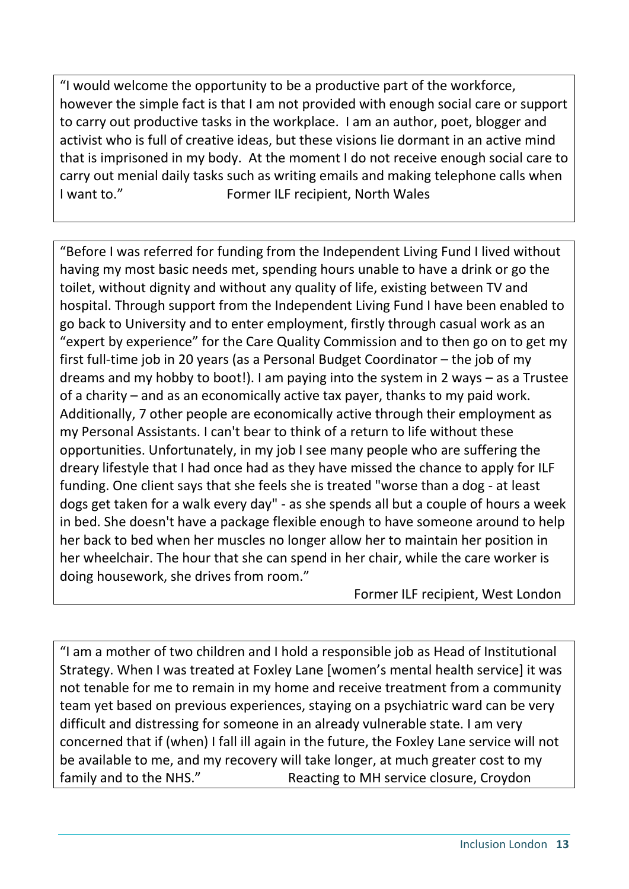"I would welcome the opportunity to be a productive part of the workforce, however the simple fact is that I am not provided with enough social care or support to carry out productive tasks in the workplace. I am an author, poet, blogger and activist who is full of creative ideas, but these visions lie dormant in an active mind that is imprisoned in my body. At the moment I do not receive enough social care to carry out menial daily tasks such as writing emails and making telephone calls when I want to." Former ILF recipient, North Wales

---

"Before I was referred for funding from the Independent Living Fund I lived without having my most basic needs met, spending hours unable to have a drink or go the toilet, without dignity and without any quality of life, existing between TV and hospital. Through support from the Independent Living Fund I have been enabled to go back to University and to enter employment, firstly through casual work as an "expert by experience" for the Care Quality Commission and to then go on to get my first full-time job in 20 years (as a Personal Budget Coordinator – the job of my dreams and my hobby to boot!). I am paying into the system in 2 ways – as a Trustee of a charity – and as an economically active tax payer, thanks to my paid work. Additionally, 7 other people are economically active through their employment as my Personal Assistants. I can't bear to think of a return to life without these opportunities. Unfortunately, in my job I see many people who are suffering the dreary lifestyle that I had once had as they have missed the chance to apply for ILF funding. One client says that she feels she is treated "worse than a dog - at least dogs get taken for a walk every day" - as she spends all but a couple of hours a week in bed. She doesn't have a package flexible enough to have someone around to help her back to bed when her muscles no longer allow her to maintain her position in her wheelchair. The hour that she can spend in her chair, while the care worker is doing housework, she drives from room."

Former ILF recipient, West London

---

"I am a mother of two children and I hold a responsible job as Head of Institutional Strategy. When I was treated at Foxley Lane [women's mental health service] it was not tenable for me to remain in my home and receive treatment from a community team yet based on previous experiences, staying on a psychiatric ward can be very difficult and distressing for someone in an already vulnerable state. I am very concerned that if (when) I fall ill again in the future, the Foxley Lane service will not be available to me, and my recovery will take longer, at much greater cost to my family and to the NHS." Reacting to MH service closure, Croydon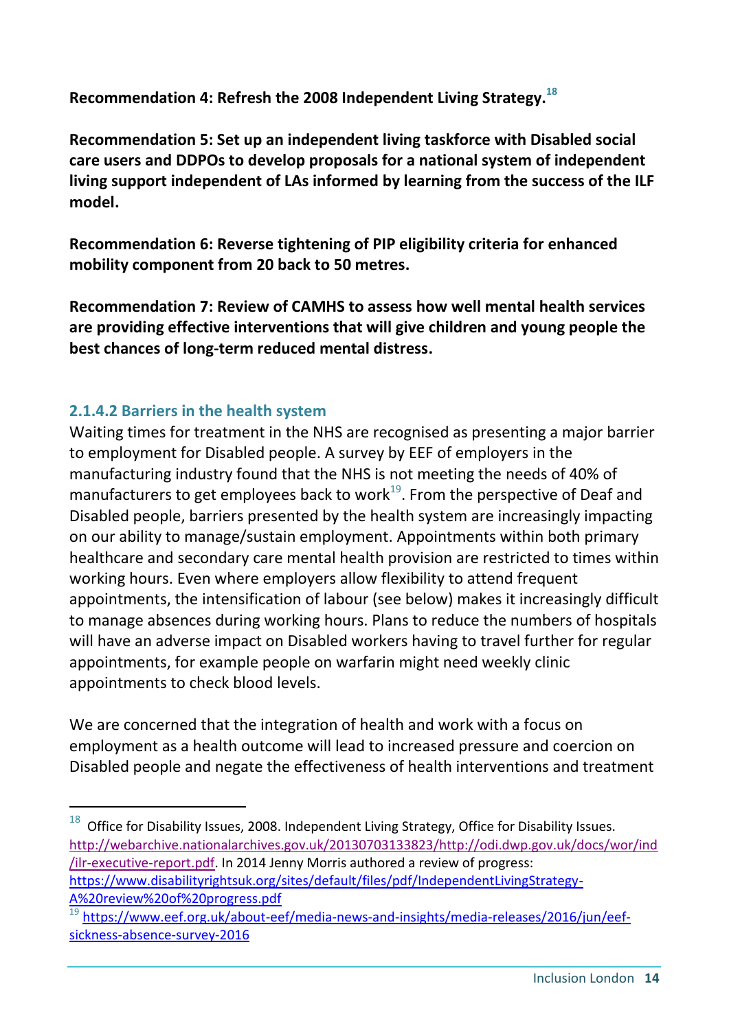**Recommendation 4: Refresh the 2008 Independent Living Strategy.**[18]

**Recommendation 5: Set up an independent living taskforce with Disabled social care users and DDPOs to develop proposals for a national system of independent living support independent of LAs informed by learning from the success of the ILF model.**

**Recommendation 6: Reverse tightening of PIP eligibility criteria for enhanced mobility component from 20 back to 50 metres.**

**Recommendation 7: Review of CAMHS to assess how well mental health services are providing effective interventions that will give children and young people the best chances of long-term reduced mental distress.**

#### 2.1.4.2 Barriers in the health system

Waiting times for treatment in the NHS are recognised as presenting a major barrier to employment for Disabled people. A survey by EEF of employers in the manufacturing industry found that the NHS is not meeting the needs of 40% of manufacturers to get employees back to work[19]. From the perspective of Deaf and Disabled people, barriers presented by the health system are increasingly impacting on our ability to manage/sustain employment. Appointments within both primary healthcare and secondary care mental health provision are restricted to times within working hours. Even where employers allow flexibility to attend frequent appointments, the intensification of labour (see below) makes it increasingly difficult to manage absences during working hours. Plans to reduce the numbers of hospitals will have an adverse impact on Disabled workers having to travel further for regular appointments, for example people on warfarin might need weekly clinic appointments to check blood levels.

We are concerned that the integration of health and work with a focus on employment as a health outcome will lead to increased pressure and coercion on Disabled people and negate the effectiveness of health interventions and treatment

---

[18] Office for Disability Issues, 2008. Independent Living Strategy, Office for Disability Issues. http://webarchive.nationalarchives.gov.uk/20130703133823/http://odi.dwp.gov.uk/docs/wor/ind/ilr-executive-report.pdf. In 2014 Jenny Morris authored a review of progress: https://www.disabilityrightsuk.org/sites/default/files/pdf/IndependentLivingStrategy-A%20review%20of%20progress.pdf

[19] https://www.eef.org.uk/about-eef/media-news-and-insights/media-releases/2016/jun/eef-sickness-absence-survey-2016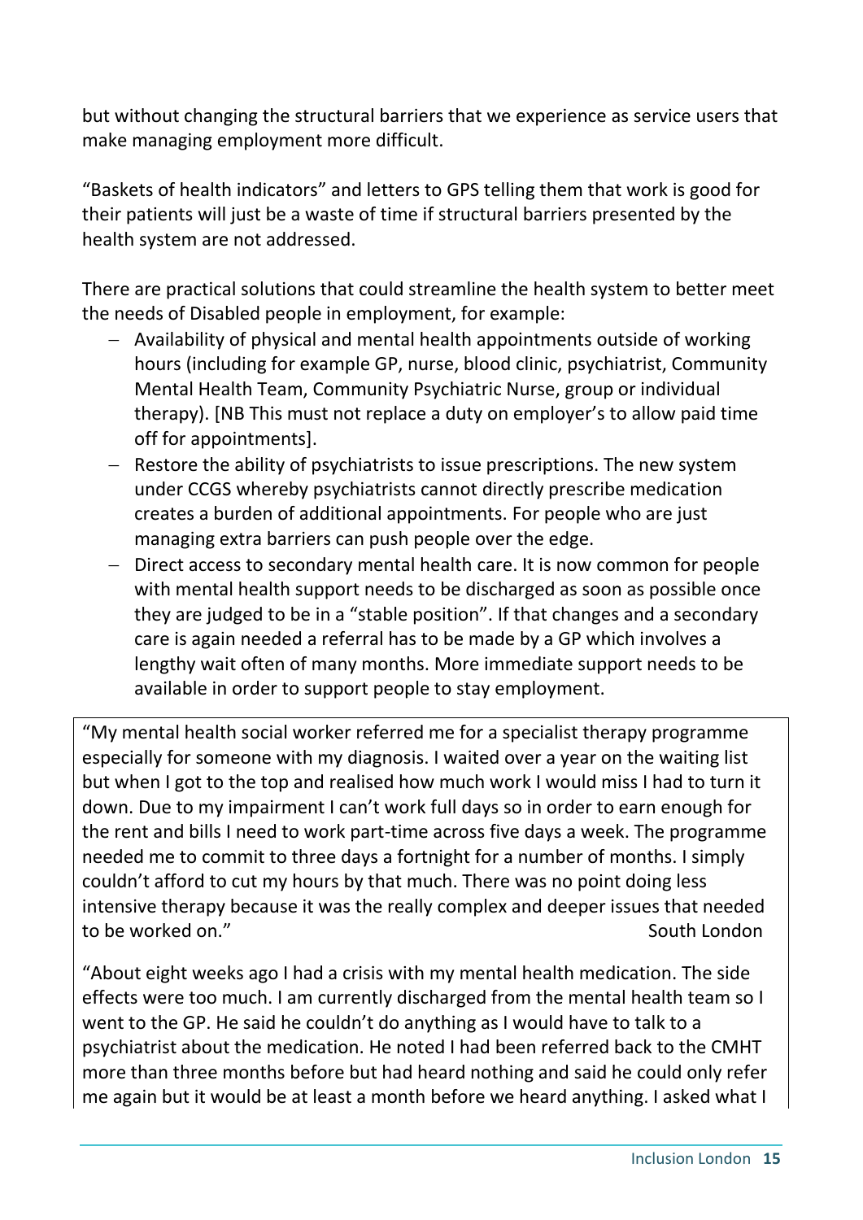but without changing the structural barriers that we experience as service users that make managing employment more difficult.

"Baskets of health indicators" and letters to GPS telling them that work is good for their patients will just be a waste of time if structural barriers presented by the health system are not addressed.

There are practical solutions that could streamline the health system to better meet the needs of Disabled people in employment, for example:

- Availability of physical and mental health appointments outside of working hours (including for example GP, nurse, blood clinic, psychiatrist, Community Mental Health Team, Community Psychiatric Nurse, group or individual therapy). [NB This must not replace a duty on employer's to allow paid time off for appointments].
- Restore the ability of psychiatrists to issue prescriptions. The new system under CCGS whereby psychiatrists cannot directly prescribe medication creates a burden of additional appointments. For people who are just managing extra barriers can push people over the edge.
- Direct access to secondary mental health care. It is now common for people with mental health support needs to be discharged as soon as possible once they are judged to be in a "stable position". If that changes and a secondary care is again needed a referral has to be made by a GP which involves a lengthy wait often of many months. More immediate support needs to be available in order to support people to stay employment.

> "My mental health social worker referred me for a specialist therapy programme especially for someone with my diagnosis. I waited over a year on the waiting list but when I got to the top and realised how much work I would miss I had to turn it down. Due to my impairment I can't work full days so in order to earn enough for the rent and bills I need to work part-time across five days a week. The programme needed me to commit to three days a fortnight for a number of months. I simply couldn't afford to cut my hours by that much. There was no point doing less intensive therapy because it was the really complex and deeper issues that needed to be worked on." South London
>
> "About eight weeks ago I had a crisis with my mental health medication. The side effects were too much. I am currently discharged from the mental health team so I went to the GP. He said he couldn't do anything as I would have to talk to a psychiatrist about the medication. He noted I had been referred back to the CMHT more than three months before but had heard nothing and said he could only refer me again but it would be at least a month before we heard anything. I asked what I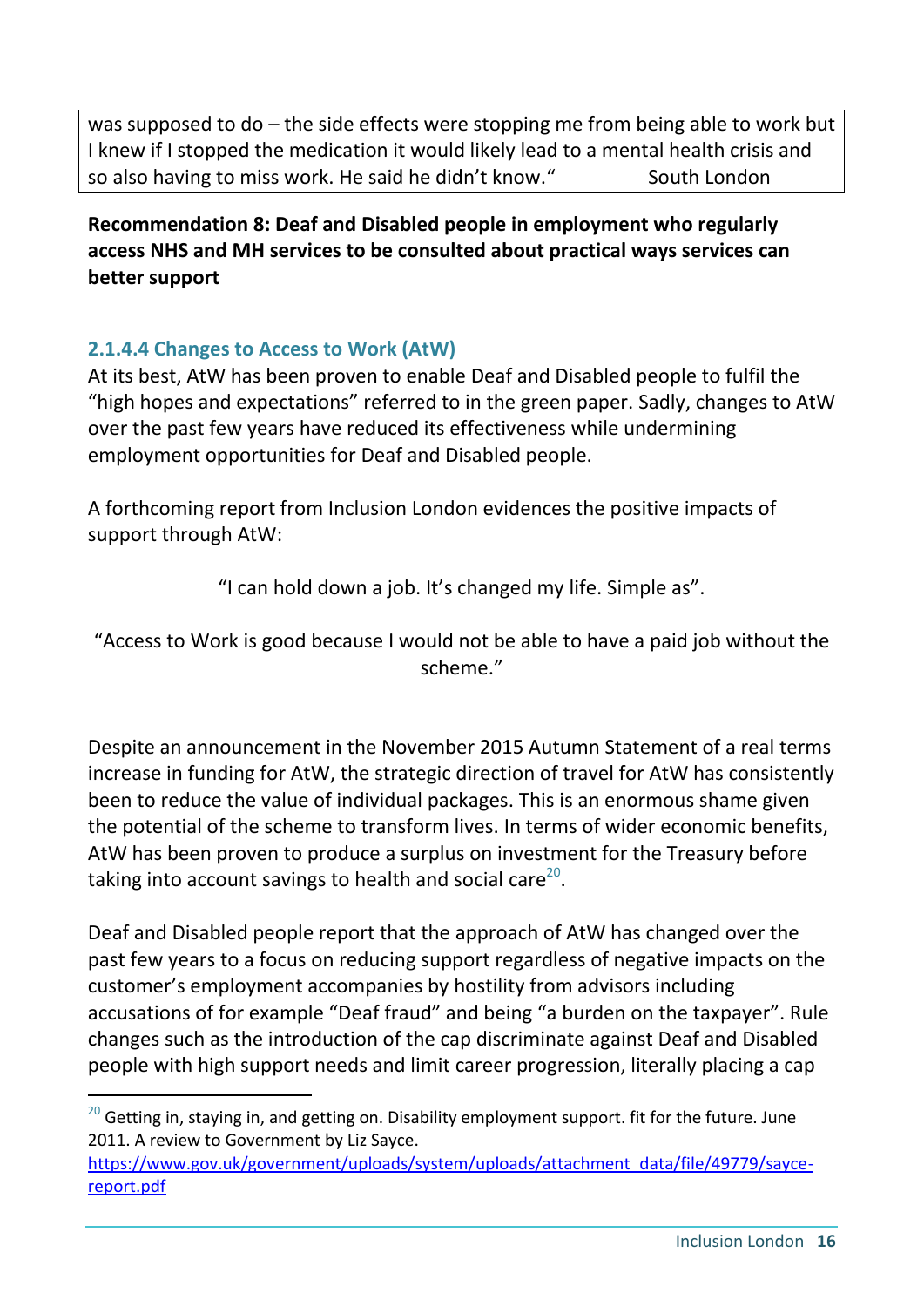was supposed to do – the side effects were stopping me from being able to work but I knew if I stopped the medication it would likely lead to a mental health crisis and so also having to miss work. He said he didn't know." South London

**Recommendation 8: Deaf and Disabled people in employment who regularly access NHS and MH services to be consulted about practical ways services can better support**

#### 2.1.4.4 Changes to Access to Work (AtW)

At its best, AtW has been proven to enable Deaf and Disabled people to fulfil the "high hopes and expectations" referred to in the green paper. Sadly, changes to AtW over the past few years have reduced its effectiveness while undermining employment opportunities for Deaf and Disabled people.

A forthcoming report from Inclusion London evidences the positive impacts of support through AtW:

"I can hold down a job. It's changed my life. Simple as".

"Access to Work is good because I would not be able to have a paid job without the scheme."

Despite an announcement in the November 2015 Autumn Statement of a real terms increase in funding for AtW, the strategic direction of travel for AtW has consistently been to reduce the value of individual packages. This is an enormous shame given the potential of the scheme to transform lives. In terms of wider economic benefits, AtW has been proven to produce a surplus on investment for the Treasury before taking into account savings to health and social care[20].

Deaf and Disabled people report that the approach of AtW has changed over the past few years to a focus on reducing support regardless of negative impacts on the customer's employment accompanies by hostility from advisors including accusations of for example "Deaf fraud" and being "a burden on the taxpayer". Rule changes such as the introduction of the cap discriminate against Deaf and Disabled people with high support needs and limit career progression, literally placing a cap

[20] Getting in, staying in, and getting on. Disability employment support. fit for the future. June 2011. A review to Government by Liz Sayce. https://www.gov.uk/government/uploads/system/uploads/attachment_data/file/49779/sayce-report.pdf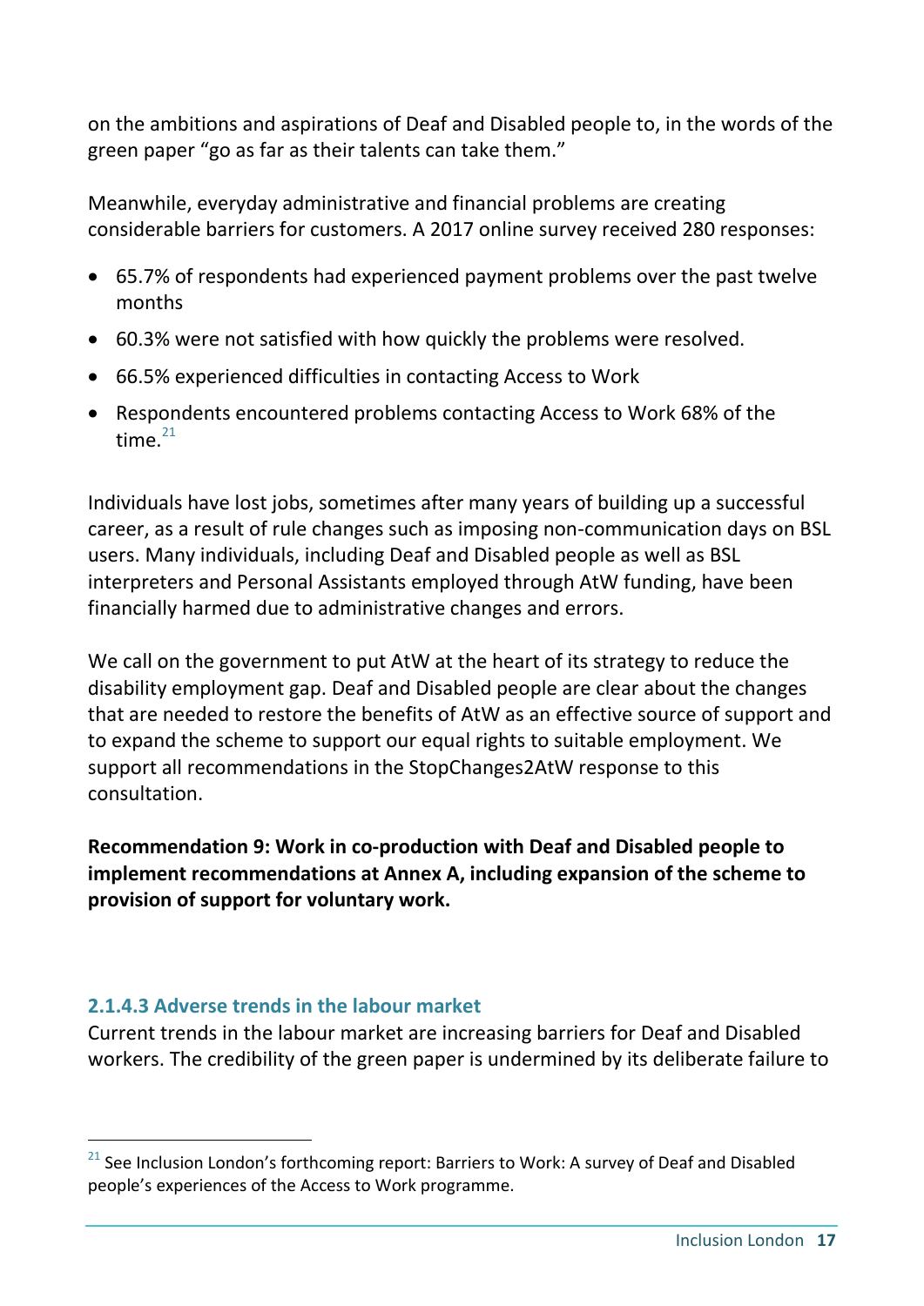on the ambitions and aspirations of Deaf and Disabled people to, in the words of the green paper "go as far as their talents can take them."

Meanwhile, everyday administrative and financial problems are creating considerable barriers for customers. A 2017 online survey received 280 responses:

- 65.7% of respondents had experienced payment problems over the past twelve months
- 60.3% were not satisfied with how quickly the problems were resolved.
- 66.5% experienced difficulties in contacting Access to Work
- Respondents encountered problems contacting Access to Work 68% of the time.[21]

Individuals have lost jobs, sometimes after many years of building up a successful career, as a result of rule changes such as imposing non-communication days on BSL users. Many individuals, including Deaf and Disabled people as well as BSL interpreters and Personal Assistants employed through AtW funding, have been financially harmed due to administrative changes and errors.

We call on the government to put AtW at the heart of its strategy to reduce the disability employment gap. Deaf and Disabled people are clear about the changes that are needed to restore the benefits of AtW as an effective source of support and to expand the scheme to support our equal rights to suitable employment. We support all recommendations in the StopChanges2AtW response to this consultation.

**Recommendation 9: Work in co-production with Deaf and Disabled people to implement recommendations at Annex A, including expansion of the scheme to provision of support for voluntary work.**

#### 2.1.4.3 Adverse trends in the labour market

Current trends in the labour market are increasing barriers for Deaf and Disabled workers. The credibility of the green paper is undermined by its deliberate failure to

---

[21] See Inclusion London's forthcoming report: Barriers to Work: A survey of Deaf and Disabled people's experiences of the Access to Work programme.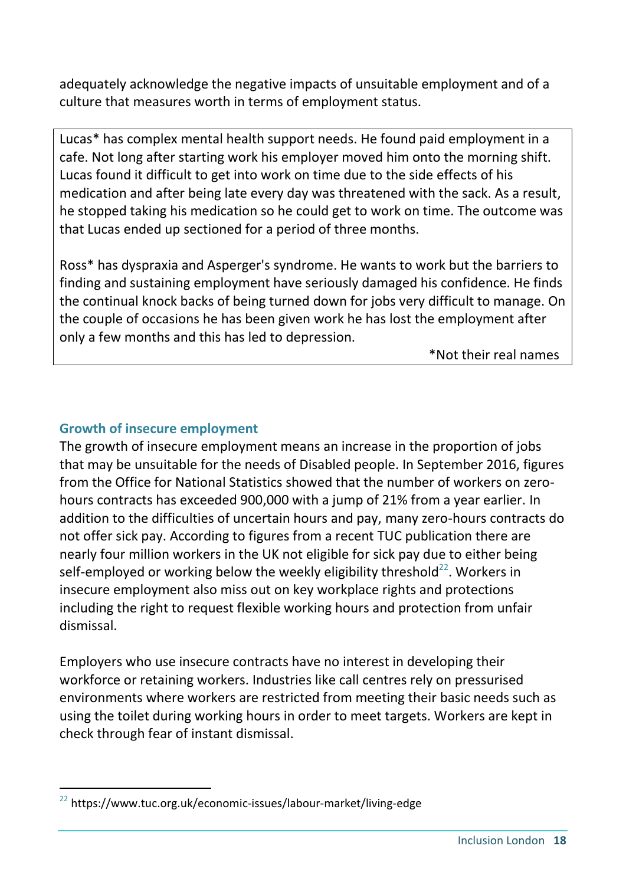adequately acknowledge the negative impacts of unsuitable employment and of a culture that measures worth in terms of employment status.

> Lucas* has complex mental health support needs. He found paid employment in a cafe. Not long after starting work his employer moved him onto the morning shift. Lucas found it difficult to get into work on time due to the side effects of his medication and after being late every day was threatened with the sack. As a result, he stopped taking his medication so he could get to work on time. The outcome was that Lucas ended up sectioned for a period of three months.
>
> Ross* has dyspraxia and Asperger's syndrome. He wants to work but the barriers to finding and sustaining employment have seriously damaged his confidence. He finds the continual knock backs of being turned down for jobs very difficult to manage. On the couple of occasions he has been given work he has lost the employment after only a few months and this has led to depression.
>
> *Not their real names

### Growth of insecure employment

The growth of insecure employment means an increase in the proportion of jobs that may be unsuitable for the needs of Disabled people. In September 2016, figures from the Office for National Statistics showed that the number of workers on zero-hours contracts has exceeded 900,000 with a jump of 21% from a year earlier. In addition to the difficulties of uncertain hours and pay, many zero-hours contracts do not offer sick pay. According to figures from a recent TUC publication there are nearly four million workers in the UK not eligible for sick pay due to either being self-employed or working below the weekly eligibility threshold[22]. Workers in insecure employment also miss out on key workplace rights and protections including the right to request flexible working hours and protection from unfair dismissal.

Employers who use insecure contracts have no interest in developing their workforce or retaining workers. Industries like call centres rely on pressurised environments where workers are restricted from meeting their basic needs such as using the toilet during working hours in order to meet targets. Workers are kept in check through fear of instant dismissal.

---

[22] https://www.tuc.org.uk/economic-issues/labour-market/living-edge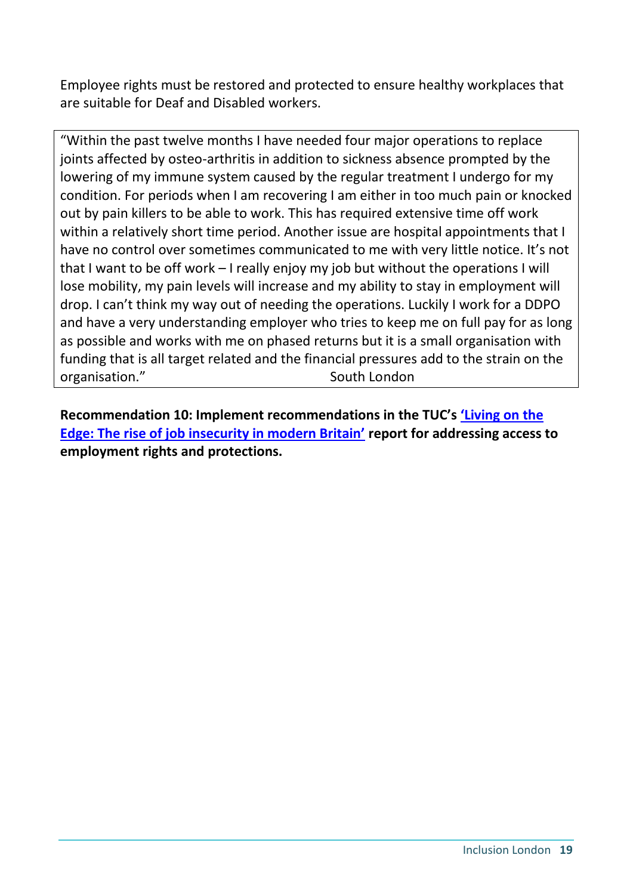Employee rights must be restored and protected to ensure healthy workplaces that are suitable for Deaf and Disabled workers.

> "Within the past twelve months I have needed four major operations to replace joints affected by osteo-arthritis in addition to sickness absence prompted by the lowering of my immune system caused by the regular treatment I undergo for my condition. For periods when I am recovering I am either in too much pain or knocked out by pain killers to be able to work. This has required extensive time off work within a relatively short time period. Another issue are hospital appointments that I have no control over sometimes communicated to me with very little notice. It's not that I want to be off work – I really enjoy my job but without the operations I will lose mobility, my pain levels will increase and my ability to stay in employment will drop. I can't think my way out of needing the operations. Luckily I work for a DDPO and have a very understanding employer who tries to keep me on full pay for as long as possible and works with me on phased returns but it is a small organisation with funding that is all target related and the financial pressures add to the strain on the organisation." South London

**Recommendation 10: Implement recommendations in the TUC's 'Living on the Edge: The rise of job insecurity in modern Britain' report for addressing access to employment rights and protections.**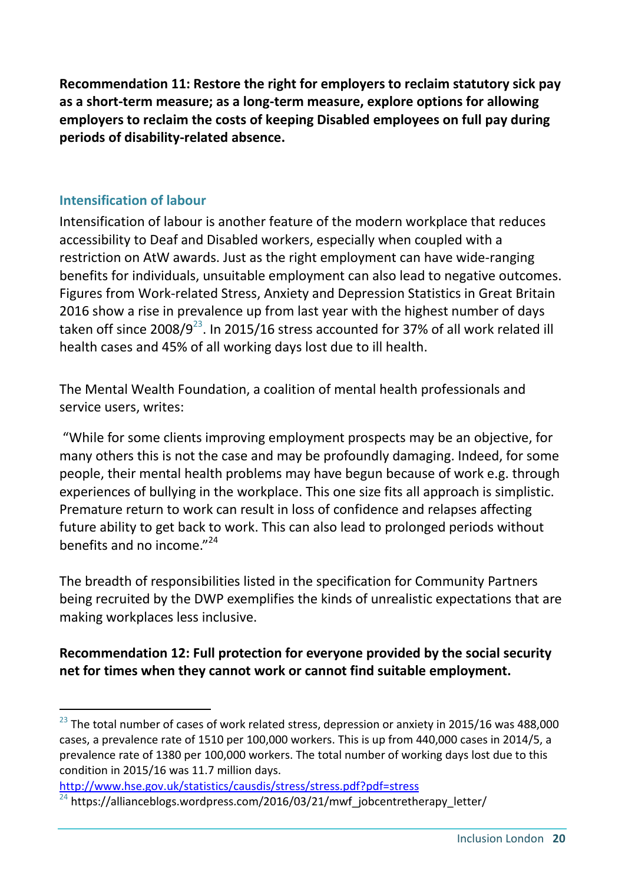**Recommendation 11: Restore the right for employers to reclaim statutory sick pay as a short-term measure; as a long-term measure, explore options for allowing employers to reclaim the costs of keeping Disabled employees on full pay during periods of disability-related absence.**

## Intensification of labour

Intensification of labour is another feature of the modern workplace that reduces accessibility to Deaf and Disabled workers, especially when coupled with a restriction on AtW awards. Just as the right employment can have wide-ranging benefits for individuals, unsuitable employment can also lead to negative outcomes. Figures from Work-related Stress, Anxiety and Depression Statistics in Great Britain 2016 show a rise in prevalence up from last year with the highest number of days taken off since 2008/9[23]. In 2015/16 stress accounted for 37% of all work related ill health cases and 45% of all working days lost due to ill health.

The Mental Wealth Foundation, a coalition of mental health professionals and service users, writes:

"While for some clients improving employment prospects may be an objective, for many others this is not the case and may be profoundly damaging. Indeed, for some people, their mental health problems may have begun because of work e.g. through experiences of bullying in the workplace. This one size fits all approach is simplistic. Premature return to work can result in loss of confidence and relapses affecting future ability to get back to work. This can also lead to prolonged periods without benefits and no income."[24]

The breadth of responsibilities listed in the specification for Community Partners being recruited by the DWP exemplifies the kinds of unrealistic expectations that are making workplaces less inclusive.

**Recommendation 12: Full protection for everyone provided by the social security net for times when they cannot work or cannot find suitable employment.**

---

[23] The total number of cases of work related stress, depression or anxiety in 2015/16 was 488,000 cases, a prevalence rate of 1510 per 100,000 workers. This is up from 440,000 cases in 2014/5, a prevalence rate of 1380 per 100,000 workers. The total number of working days lost due to this condition in 2015/16 was 11.7 million days. http://www.hse.gov.uk/statistics/causdis/stress/stress.pdf?pdf=stress

[24] https://allianceblogs.wordpress.com/2016/03/21/mwf_jobcentretherapy_letter/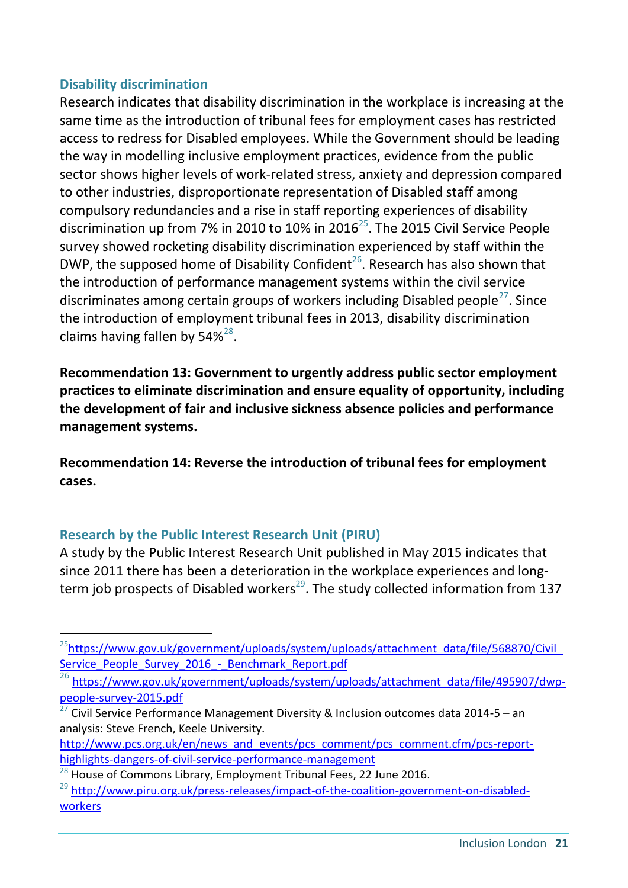### Disability discrimination

Research indicates that disability discrimination in the workplace is increasing at the same time as the introduction of tribunal fees for employment cases has restricted access to redress for Disabled employees. While the Government should be leading the way in modelling inclusive employment practices, evidence from the public sector shows higher levels of work-related stress, anxiety and depression compared to other industries, disproportionate representation of Disabled staff among compulsory redundancies and a rise in staff reporting experiences of disability discrimination up from 7% in 2010 to 10% in 2016[25]. The 2015 Civil Service People survey showed rocketing disability discrimination experienced by staff within the DWP, the supposed home of Disability Confident[26]. Research has also shown that the introduction of performance management systems within the civil service discriminates among certain groups of workers including Disabled people[27]. Since the introduction of employment tribunal fees in 2013, disability discrimination claims having fallen by 54%[28].

**Recommendation 13: Government to urgently address public sector employment practices to eliminate discrimination and ensure equality of opportunity, including the development of fair and inclusive sickness absence policies and performance management systems.**

**Recommendation 14: Reverse the introduction of tribunal fees for employment cases.**

### Research by the Public Interest Research Unit (PIRU)

A study by the Public Interest Research Unit published in May 2015 indicates that since 2011 there has been a deterioration in the workplace experiences and long-term job prospects of Disabled workers[29]. The study collected information from 137

---

[25] https://www.gov.uk/government/uploads/system/uploads/attachment_data/file/568870/Civil_Service_People_Survey_2016_-_Benchmark_Report.pdf

[26] https://www.gov.uk/government/uploads/system/uploads/attachment_data/file/495907/dwp-people-survey-2015.pdf

[27] Civil Service Performance Management Diversity & Inclusion outcomes data 2014-5 – an analysis: Steve French, Keele University. http://www.pcs.org.uk/en/news_and_events/pcs_comment/pcs_comment.cfm/pcs-report-highlights-dangers-of-civil-service-performance-management

[28] House of Commons Library, Employment Tribunal Fees, 22 June 2016.

[29] http://www.piru.org.uk/press-releases/impact-of-the-coalition-government-on-disabled-workers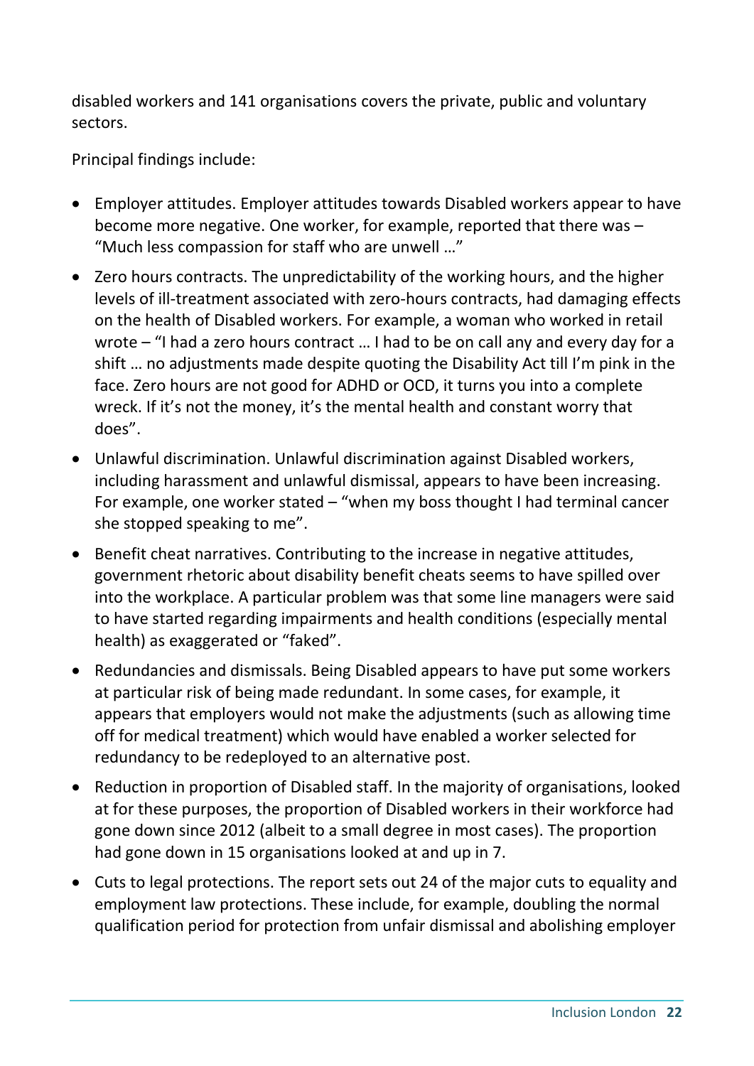disabled workers and 141 organisations covers the private, public and voluntary sectors.

Principal findings include:

- Employer attitudes. Employer attitudes towards Disabled workers appear to have become more negative. One worker, for example, reported that there was – "Much less compassion for staff who are unwell …"
- Zero hours contracts. The unpredictability of the working hours, and the higher levels of ill-treatment associated with zero-hours contracts, had damaging effects on the health of Disabled workers. For example, a woman who worked in retail wrote – "I had a zero hours contract … I had to be on call any and every day for a shift … no adjustments made despite quoting the Disability Act till I'm pink in the face. Zero hours are not good for ADHD or OCD, it turns you into a complete wreck. If it's not the money, it's the mental health and constant worry that does".
- Unlawful discrimination. Unlawful discrimination against Disabled workers, including harassment and unlawful dismissal, appears to have been increasing. For example, one worker stated – "when my boss thought I had terminal cancer she stopped speaking to me".
- Benefit cheat narratives. Contributing to the increase in negative attitudes, government rhetoric about disability benefit cheats seems to have spilled over into the workplace. A particular problem was that some line managers were said to have started regarding impairments and health conditions (especially mental health) as exaggerated or "faked".
- Redundancies and dismissals. Being Disabled appears to have put some workers at particular risk of being made redundant. In some cases, for example, it appears that employers would not make the adjustments (such as allowing time off for medical treatment) which would have enabled a worker selected for redundancy to be redeployed to an alternative post.
- Reduction in proportion of Disabled staff. In the majority of organisations, looked at for these purposes, the proportion of Disabled workers in their workforce had gone down since 2012 (albeit to a small degree in most cases). The proportion had gone down in 15 organisations looked at and up in 7.
- Cuts to legal protections. The report sets out 24 of the major cuts to equality and employment law protections. These include, for example, doubling the normal qualification period for protection from unfair dismissal and abolishing employer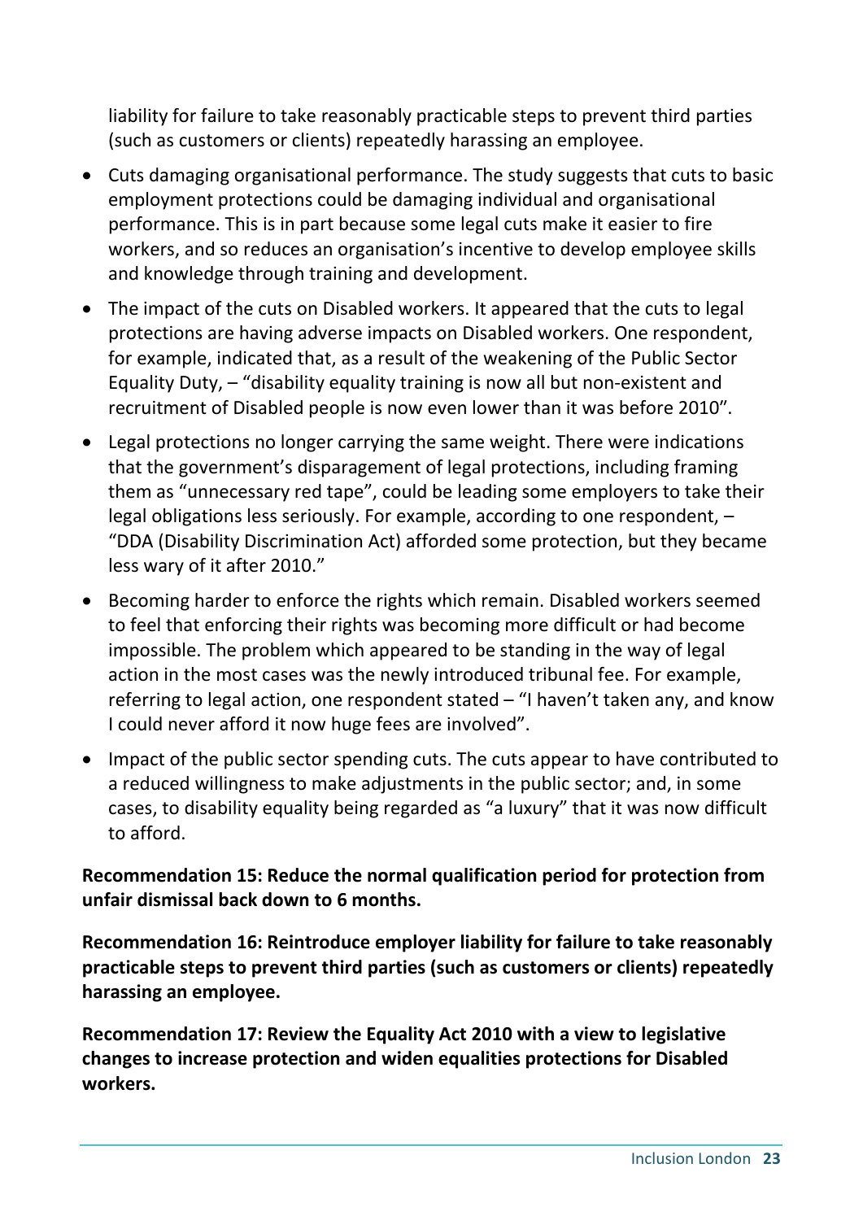liability for failure to take reasonably practicable steps to prevent third parties (such as customers or clients) repeatedly harassing an employee.

- Cuts damaging organisational performance. The study suggests that cuts to basic employment protections could be damaging individual and organisational performance. This is in part because some legal cuts make it easier to fire workers, and so reduces an organisation's incentive to develop employee skills and knowledge through training and development.
- The impact of the cuts on Disabled workers. It appeared that the cuts to legal protections are having adverse impacts on Disabled workers. One respondent, for example, indicated that, as a result of the weakening of the Public Sector Equality Duty, – "disability equality training is now all but non-existent and recruitment of Disabled people is now even lower than it was before 2010".
- Legal protections no longer carrying the same weight. There were indications that the government's disparagement of legal protections, including framing them as "unnecessary red tape", could be leading some employers to take their legal obligations less seriously. For example, according to one respondent, – "DDA (Disability Discrimination Act) afforded some protection, but they became less wary of it after 2010."
- Becoming harder to enforce the rights which remain. Disabled workers seemed to feel that enforcing their rights was becoming more difficult or had become impossible. The problem which appeared to be standing in the way of legal action in the most cases was the newly introduced tribunal fee. For example, referring to legal action, one respondent stated – "I haven't taken any, and know I could never afford it now huge fees are involved".
- Impact of the public sector spending cuts. The cuts appear to have contributed to a reduced willingness to make adjustments in the public sector; and, in some cases, to disability equality being regarded as "a luxury" that it was now difficult to afford.

**Recommendation 15: Reduce the normal qualification period for protection from unfair dismissal back down to 6 months.**

**Recommendation 16: Reintroduce employer liability for failure to take reasonably practicable steps to prevent third parties (such as customers or clients) repeatedly harassing an employee.**

**Recommendation 17: Review the Equality Act 2010 with a view to legislative changes to increase protection and widen equalities protections for Disabled workers.**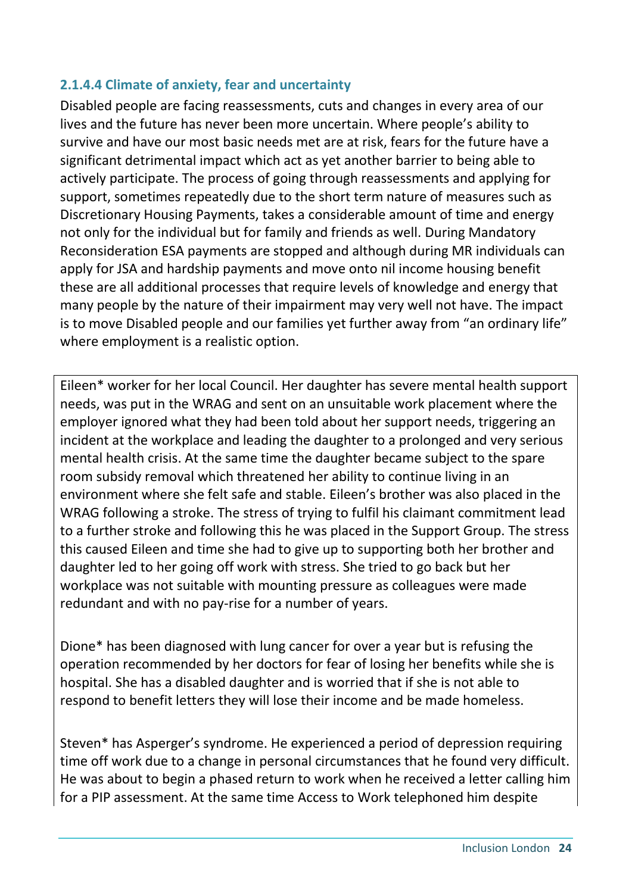#### 2.1.4.4 Climate of anxiety, fear and uncertainty

Disabled people are facing reassessments, cuts and changes in every area of our lives and the future has never been more uncertain. Where people's ability to survive and have our most basic needs met are at risk, fears for the future have a significant detrimental impact which act as yet another barrier to being able to actively participate. The process of going through reassessments and applying for support, sometimes repeatedly due to the short term nature of measures such as Discretionary Housing Payments, takes a considerable amount of time and energy not only for the individual but for family and friends as well. During Mandatory Reconsideration ESA payments are stopped and although during MR individuals can apply for JSA and hardship payments and move onto nil income housing benefit these are all additional processes that require levels of knowledge and energy that many people by the nature of their impairment may very well not have. The impact is to move Disabled people and our families yet further away from "an ordinary life" where employment is a realistic option.

Eileen* worker for her local Council. Her daughter has severe mental health support needs, was put in the WRAG and sent on an unsuitable work placement where the employer ignored what they had been told about her support needs, triggering an incident at the workplace and leading the daughter to a prolonged and very serious mental health crisis. At the same time the daughter became subject to the spare room subsidy removal which threatened her ability to continue living in an environment where she felt safe and stable. Eileen's brother was also placed in the WRAG following a stroke. The stress of trying to fulfil his claimant commitment lead to a further stroke and following this he was placed in the Support Group. The stress this caused Eileen and time she had to give up to supporting both her brother and daughter led to her going off work with stress. She tried to go back but her workplace was not suitable with mounting pressure as colleagues were made redundant and with no pay-rise for a number of years.

Dione* has been diagnosed with lung cancer for over a year but is refusing the operation recommended by her doctors for fear of losing her benefits while she is hospital. She has a disabled daughter and is worried that if she is not able to respond to benefit letters they will lose their income and be made homeless.

Steven* has Asperger's syndrome. He experienced a period of depression requiring time off work due to a change in personal circumstances that he found very difficult. He was about to begin a phased return to work when he received a letter calling him for a PIP assessment. At the same time Access to Work telephoned him despite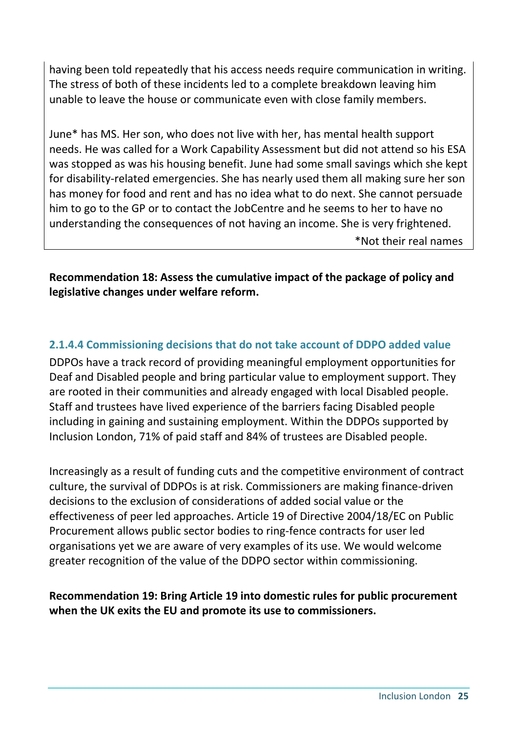having been told repeatedly that his access needs require communication in writing. The stress of both of these incidents led to a complete breakdown leaving him unable to leave the house or communicate even with close family members.

June* has MS. Her son, who does not live with her, has mental health support needs. He was called for a Work Capability Assessment but did not attend so his ESA was stopped as was his housing benefit. June had some small savings which she kept for disability-related emergencies. She has nearly used them all making sure her son has money for food and rent and has no idea what to do next. She cannot persuade him to go to the GP or to contact the JobCentre and he seems to her to have no understanding the consequences of not having an income. She is very frightened.

*Not their real names

**Recommendation 18: Assess the cumulative impact of the package of policy and legislative changes under welfare reform.**

#### 2.1.4.4 Commissioning decisions that do not take account of DDPO added value

DDPOs have a track record of providing meaningful employment opportunities for Deaf and Disabled people and bring particular value to employment support. They are rooted in their communities and already engaged with local Disabled people. Staff and trustees have lived experience of the barriers facing Disabled people including in gaining and sustaining employment. Within the DDPOs supported by Inclusion London, 71% of paid staff and 84% of trustees are Disabled people.

Increasingly as a result of funding cuts and the competitive environment of contract culture, the survival of DDPOs is at risk. Commissioners are making finance-driven decisions to the exclusion of considerations of added social value or the effectiveness of peer led approaches. Article 19 of Directive 2004/18/EC on Public Procurement allows public sector bodies to ring-fence contracts for user led organisations yet we are aware of very examples of its use. We would welcome greater recognition of the value of the DDPO sector within commissioning.

**Recommendation 19: Bring Article 19 into domestic rules for public procurement when the UK exits the EU and promote its use to commissioners.**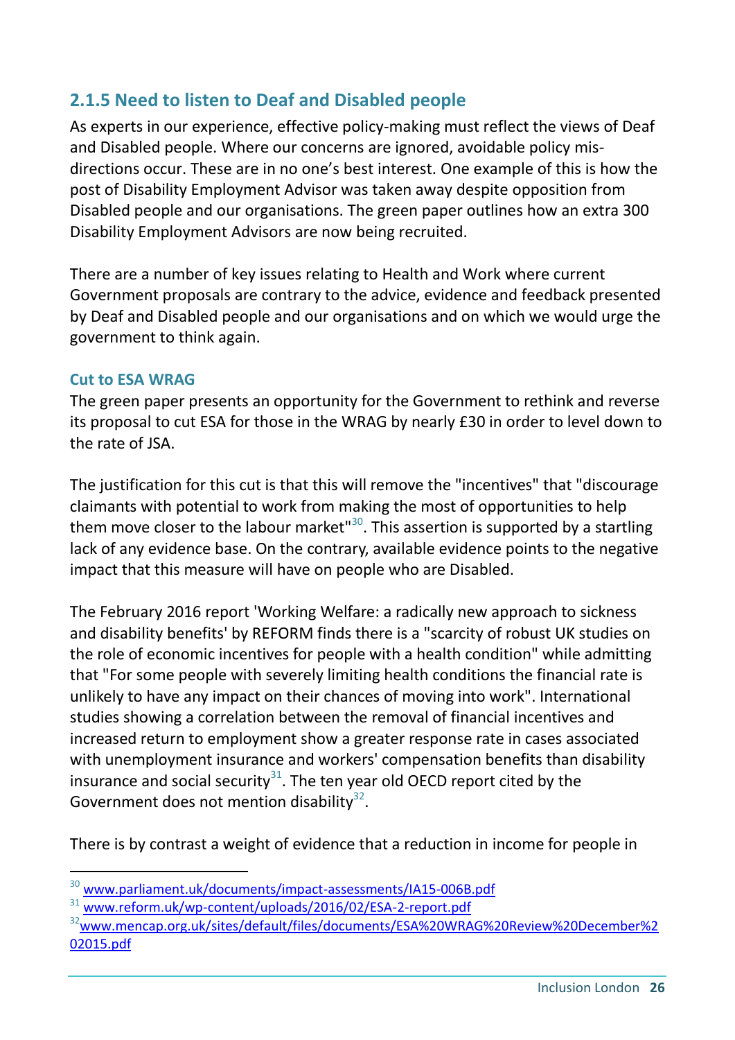### 2.1.5 Need to listen to Deaf and Disabled people

As experts in our experience, effective policy-making must reflect the views of Deaf and Disabled people. Where our concerns are ignored, avoidable policy mis-directions occur. These are in no one's best interest. One example of this is how the post of Disability Employment Advisor was taken away despite opposition from Disabled people and our organisations. The green paper outlines how an extra 300 Disability Employment Advisors are now being recruited.

There are a number of key issues relating to Health and Work where current Government proposals are contrary to the advice, evidence and feedback presented by Deaf and Disabled people and our organisations and on which we would urge the government to think again.

#### Cut to ESA WRAG

The green paper presents an opportunity for the Government to rethink and reverse its proposal to cut ESA for those in the WRAG by nearly £30 in order to level down to the rate of JSA.

The justification for this cut is that this will remove the "incentives" that "discourage claimants with potential to work from making the most of opportunities to help them move closer to the labour market"[30]. This assertion is supported by a startling lack of any evidence base. On the contrary, available evidence points to the negative impact that this measure will have on people who are Disabled.

The February 2016 report 'Working Welfare: a radically new approach to sickness and disability benefits' by REFORM finds there is a "scarcity of robust UK studies on the role of economic incentives for people with a health condition" while admitting that "For some people with severely limiting health conditions the financial rate is unlikely to have any impact on their chances of moving into work". International studies showing a correlation between the removal of financial incentives and increased return to employment show a greater response rate in cases associated with unemployment insurance and workers' compensation benefits than disability insurance and social security[31]. The ten year old OECD report cited by the Government does not mention disability[32].

There is by contrast a weight of evidence that a reduction in income for people in

---

[30] www.parliament.uk/documents/impact-assessments/IA15-006B.pdf

[31] www.reform.uk/wp-content/uploads/2016/02/ESA-2-report.pdf

[32] www.mencap.org.uk/sites/default/files/documents/ESA%20WRAG%20Review%20December%202015.pdf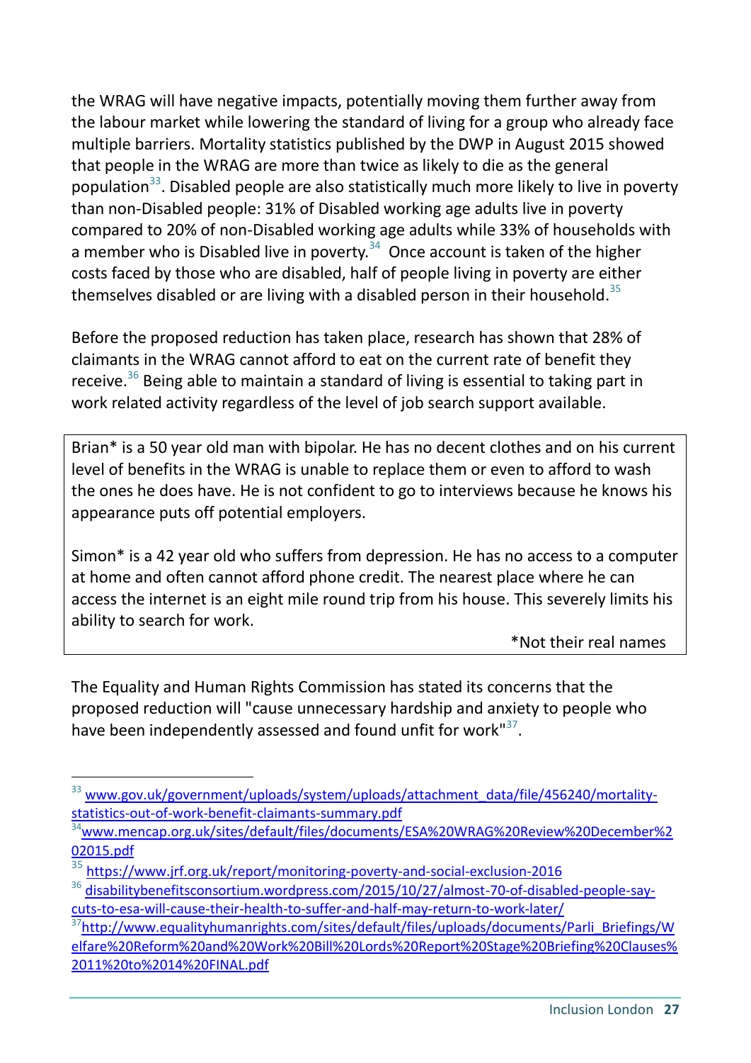the WRAG will have negative impacts, potentially moving them further away from the labour market while lowering the standard of living for a group who already face multiple barriers. Mortality statistics published by the DWP in August 2015 showed that people in the WRAG are more than twice as likely to die as the general population[33]. Disabled people are also statistically much more likely to live in poverty than non-Disabled people: 31% of Disabled working age adults live in poverty compared to 20% of non-Disabled working age adults while 33% of households with a member who is Disabled live in poverty.[34] Once account is taken of the higher costs faced by those who are disabled, half of people living in poverty are either themselves disabled or are living with a disabled person in their household.[35]

Before the proposed reduction has taken place, research has shown that 28% of claimants in the WRAG cannot afford to eat on the current rate of benefit they receive.[36] Being able to maintain a standard of living is essential to taking part in work related activity regardless of the level of job search support available.

> Brian* is a 50 year old man with bipolar. He has no decent clothes and on his current level of benefits in the WRAG is unable to replace them or even to afford to wash the ones he does have. He is not confident to go to interviews because he knows his appearance puts off potential employers.
>
> Simon* is a 42 year old who suffers from depression. He has no access to a computer at home and often cannot afford phone credit. The nearest place where he can access the internet is an eight mile round trip from his house. This severely limits his ability to search for work.
>
> *Not their real names

The Equality and Human Rights Commission has stated its concerns that the proposed reduction will "cause unnecessary hardship and anxiety to people who have been independently assessed and found unfit for work"[37].

---

[33] www.gov.uk/government/uploads/system/uploads/attachment_data/file/456240/mortality-statistics-out-of-work-benefit-claimants-summary.pdf

[34] www.mencap.org.uk/sites/default/files/documents/ESA%20WRAG%20Review%20December%202015.pdf

[35] https://www.jrf.org.uk/report/monitoring-poverty-and-social-exclusion-2016

[36] disabilitybenefitsconsortium.wordpress.com/2015/10/27/almost-70-of-disabled-people-say-cuts-to-esa-will-cause-their-health-to-suffer-and-half-may-return-to-work-later/

[37] http://www.equalityhumanrights.com/sites/default/files/uploads/documents/Parli_Briefings/Welfare%20Reform%20and%20Work%20Bill%20Lords%20Report%20Stage%20Briefing%20Clauses%2011%20to%2014%20FINAL.pdf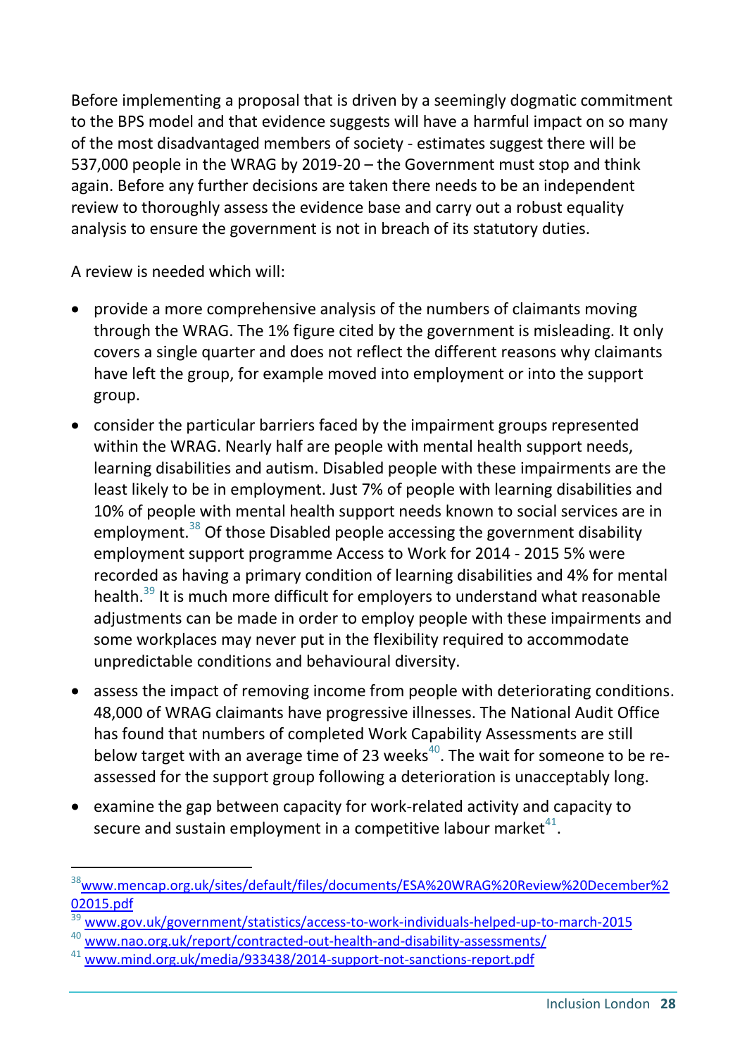Before implementing a proposal that is driven by a seemingly dogmatic commitment to the BPS model and that evidence suggests will have a harmful impact on so many of the most disadvantaged members of society - estimates suggest there will be 537,000 people in the WRAG by 2019-20 – the Government must stop and think again. Before any further decisions are taken there needs to be an independent review to thoroughly assess the evidence base and carry out a robust equality analysis to ensure the government is not in breach of its statutory duties.

A review is needed which will:

- provide a more comprehensive analysis of the numbers of claimants moving through the WRAG. The 1% figure cited by the government is misleading. It only covers a single quarter and does not reflect the different reasons why claimants have left the group, for example moved into employment or into the support group.
- consider the particular barriers faced by the impairment groups represented within the WRAG. Nearly half are people with mental health support needs, learning disabilities and autism. Disabled people with these impairments are the least likely to be in employment. Just 7% of people with learning disabilities and 10% of people with mental health support needs known to social services are in employment.[38] Of those Disabled people accessing the government disability employment support programme Access to Work for 2014 - 2015 5% were recorded as having a primary condition of learning disabilities and 4% for mental health.[39] It is much more difficult for employers to understand what reasonable adjustments can be made in order to employ people with these impairments and some workplaces may never put in the flexibility required to accommodate unpredictable conditions and behavioural diversity.
- assess the impact of removing income from people with deteriorating conditions. 48,000 of WRAG claimants have progressive illnesses. The National Audit Office has found that numbers of completed Work Capability Assessments are still below target with an average time of 23 weeks[40]. The wait for someone to be re-assessed for the support group following a deterioration is unacceptably long.
- examine the gap between capacity for work-related activity and capacity to secure and sustain employment in a competitive labour market[41].

---

[38] www.mencap.org.uk/sites/default/files/documents/ESA%20WRAG%20Review%20December%202015.pdf

[39] www.gov.uk/government/statistics/access-to-work-individuals-helped-up-to-march-2015

[40] www.nao.org.uk/report/contracted-out-health-and-disability-assessments/

[41] www.mind.org.uk/media/933438/2014-support-not-sanctions-report.pdf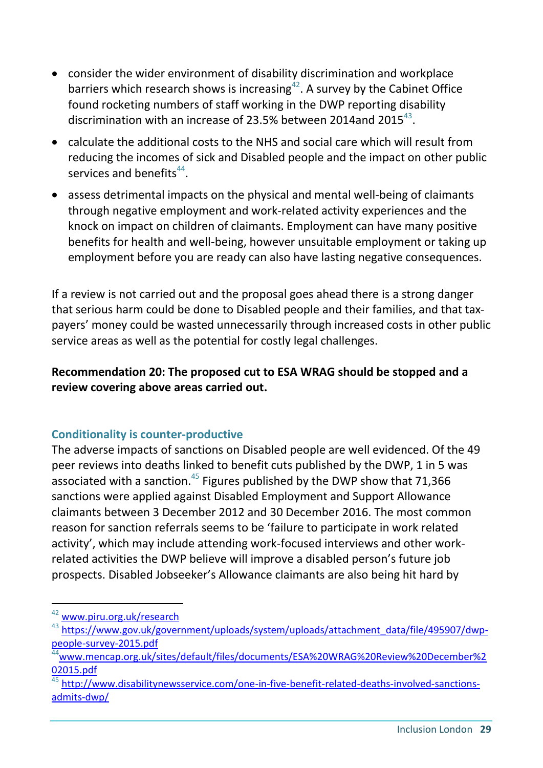- consider the wider environment of disability discrimination and workplace barriers which research shows is increasing[42]. A survey by the Cabinet Office found rocketing numbers of staff working in the DWP reporting disability discrimination with an increase of 23.5% between 2014and 2015[43].
- calculate the additional costs to the NHS and social care which will result from reducing the incomes of sick and Disabled people and the impact on other public services and benefits[44].
- assess detrimental impacts on the physical and mental well-being of claimants through negative employment and work-related activity experiences and the knock on impact on children of claimants. Employment can have many positive benefits for health and well-being, however unsuitable employment or taking up employment before you are ready can also have lasting negative consequences.

If a review is not carried out and the proposal goes ahead there is a strong danger that serious harm could be done to Disabled people and their families, and that tax-payers' money could be wasted unnecessarily through increased costs in other public service areas as well as the potential for costly legal challenges.

**Recommendation 20: The proposed cut to ESA WRAG should be stopped and a review covering above areas carried out.**

### Conditionality is counter-productive

The adverse impacts of sanctions on Disabled people are well evidenced. Of the 49 peer reviews into deaths linked to benefit cuts published by the DWP, 1 in 5 was associated with a sanction.[45] Figures published by the DWP show that 71,366 sanctions were applied against Disabled Employment and Support Allowance claimants between 3 December 2012 and 30 December 2016. The most common reason for sanction referrals seems to be 'failure to participate in work related activity', which may include attending work-focused interviews and other work-related activities the DWP believe will improve a disabled person's future job prospects. Disabled Jobseeker's Allowance claimants are also being hit hard by

---

[42] www.piru.org.uk/research

[43] https://www.gov.uk/government/uploads/system/uploads/attachment_data/file/495907/dwp-people-survey-2015.pdf

[44] www.mencap.org.uk/sites/default/files/documents/ESA%20WRAG%20Review%20December%202015.pdf

[45] http://www.disabilitynewsservice.com/one-in-five-benefit-related-deaths-involved-sanctions-admits-dwp/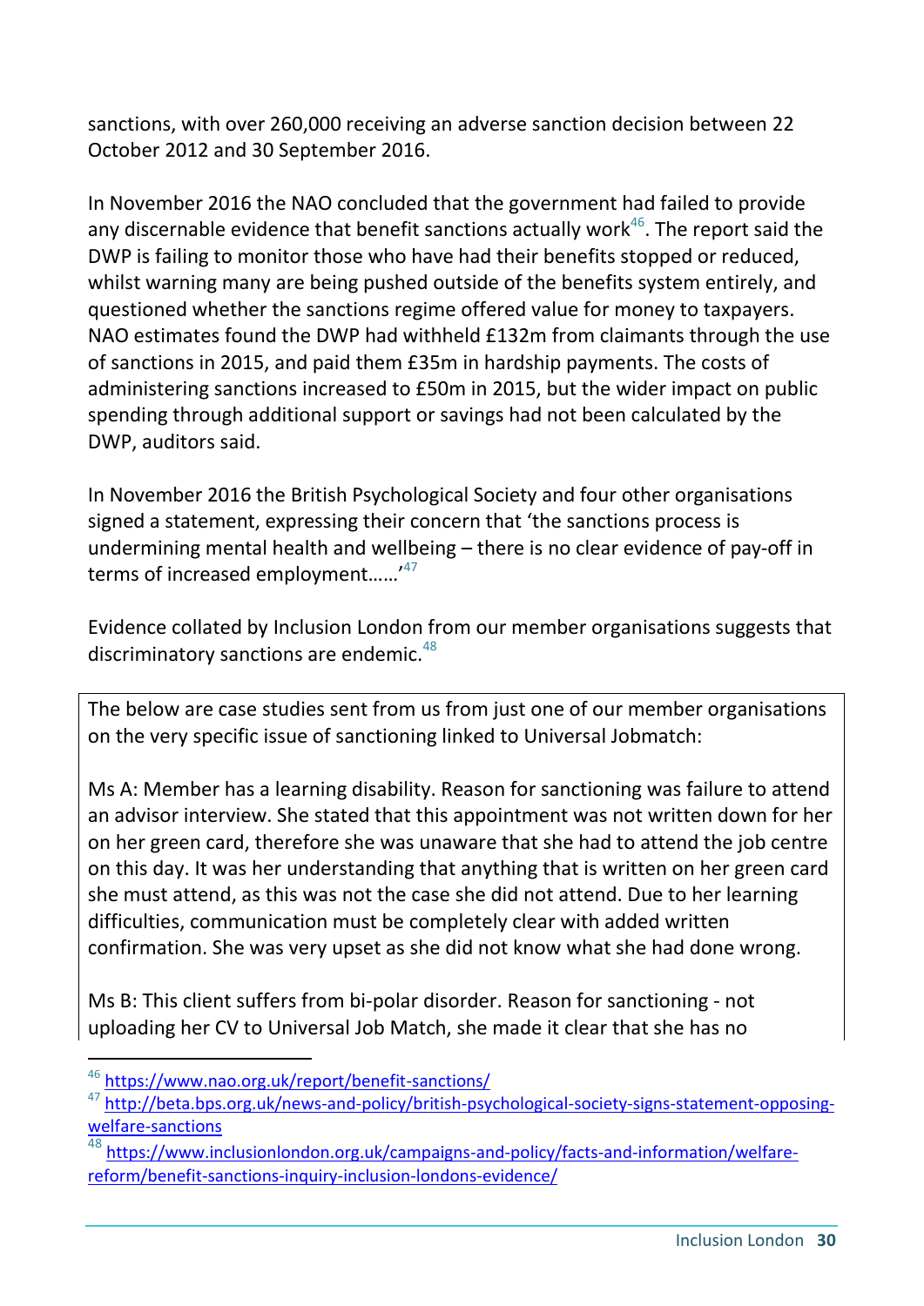sanctions, with over 260,000 receiving an adverse sanction decision between 22 October 2012 and 30 September 2016.

In November 2016 the NAO concluded that the government had failed to provide any discernable evidence that benefit sanctions actually work[46]. The report said the DWP is failing to monitor those who have had their benefits stopped or reduced, whilst warning many are being pushed outside of the benefits system entirely, and questioned whether the sanctions regime offered value for money to taxpayers. NAO estimates found the DWP had withheld £132m from claimants through the use of sanctions in 2015, and paid them £35m in hardship payments. The costs of administering sanctions increased to £50m in 2015, but the wider impact on public spending through additional support or savings had not been calculated by the DWP, auditors said.

In November 2016 the British Psychological Society and four other organisations signed a statement, expressing their concern that 'the sanctions process is undermining mental health and wellbeing – there is no clear evidence of pay-off in terms of increased employment……'[47]

Evidence collated by Inclusion London from our member organisations suggests that discriminatory sanctions are endemic.[48]

> The below are case studies sent from us from just one of our member organisations on the very specific issue of sanctioning linked to Universal Jobmatch:
>
> Ms A: Member has a learning disability. Reason for sanctioning was failure to attend an advisor interview. She stated that this appointment was not written down for her on her green card, therefore she was unaware that she had to attend the job centre on this day. It was her understanding that anything that is written on her green card she must attend, as this was not the case she did not attend. Due to her learning difficulties, communication must be completely clear with added written confirmation. She was very upset as she did not know what she had done wrong.
>
> Ms B: This client suffers from bi-polar disorder. Reason for sanctioning - not uploading her CV to Universal Job Match, she made it clear that she has no

[46] https://www.nao.org.uk/report/benefit-sanctions/

[47] http://beta.bps.org.uk/news-and-policy/british-psychological-society-signs-statement-opposing-welfare-sanctions

[48] https://www.inclusionlondon.org.uk/campaigns-and-policy/facts-and-information/welfare-reform/benefit-sanctions-inquiry-inclusion-londons-evidence/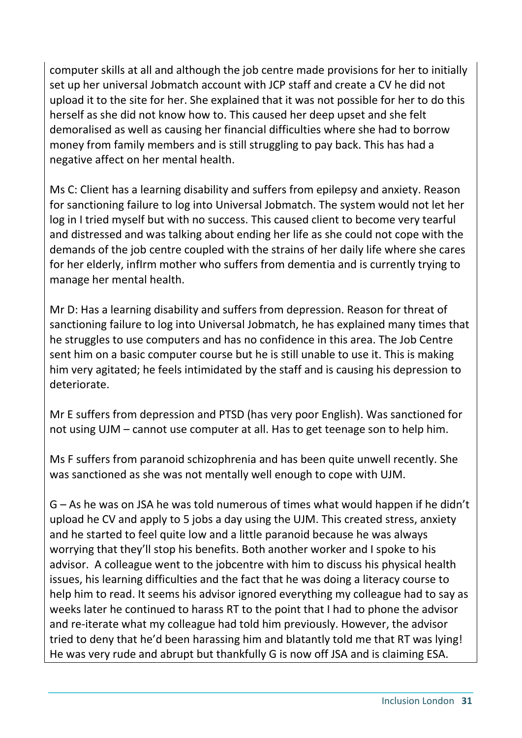computer skills at all and although the job centre made provisions for her to initially set up her universal Jobmatch account with JCP staff and create a CV he did not upload it to the site for her. She explained that it was not possible for her to do this herself as she did not know how to. This caused her deep upset and she felt demoralised as well as causing her financial difficulties where she had to borrow money from family members and is still struggling to pay back. This has had a negative affect on her mental health.

Ms C: Client has a learning disability and suffers from epilepsy and anxiety. Reason for sanctioning failure to log into Universal Jobmatch. The system would not let her log in I tried myself but with no success. This caused client to become very tearful and distressed and was talking about ending her life as she could not cope with the demands of the job centre coupled with the strains of her daily life where she cares for her elderly, infIrm mother who suffers from dementia and is currently trying to manage her mental health.

Mr D: Has a learning disability and suffers from depression. Reason for threat of sanctioning failure to log into Universal Jobmatch, he has explained many times that he struggles to use computers and has no confidence in this area. The Job Centre sent him on a basic computer course but he is still unable to use it. This is making him very agitated; he feels intimidated by the staff and is causing his depression to deteriorate.

Mr E suffers from depression and PTSD (has very poor English). Was sanctioned for not using UJM – cannot use computer at all. Has to get teenage son to help him.

Ms F suffers from paranoid schizophrenia and has been quite unwell recently. She was sanctioned as she was not mentally well enough to cope with UJM.

G – As he was on JSA he was told numerous of times what would happen if he didn't upload he CV and apply to 5 jobs a day using the UJM. This created stress, anxiety and he started to feel quite low and a little paranoid because he was always worrying that they'll stop his benefits. Both another worker and I spoke to his advisor. A colleague went to the jobcentre with him to discuss his physical health issues, his learning difficulties and the fact that he was doing a literacy course to help him to read. It seems his advisor ignored everything my colleague had to say as weeks later he continued to harass RT to the point that I had to phone the advisor and re-iterate what my colleague had told him previously. However, the advisor tried to deny that he'd been harassing him and blatantly told me that RT was lying! He was very rude and abrupt but thankfully G is now off JSA and is claiming ESA.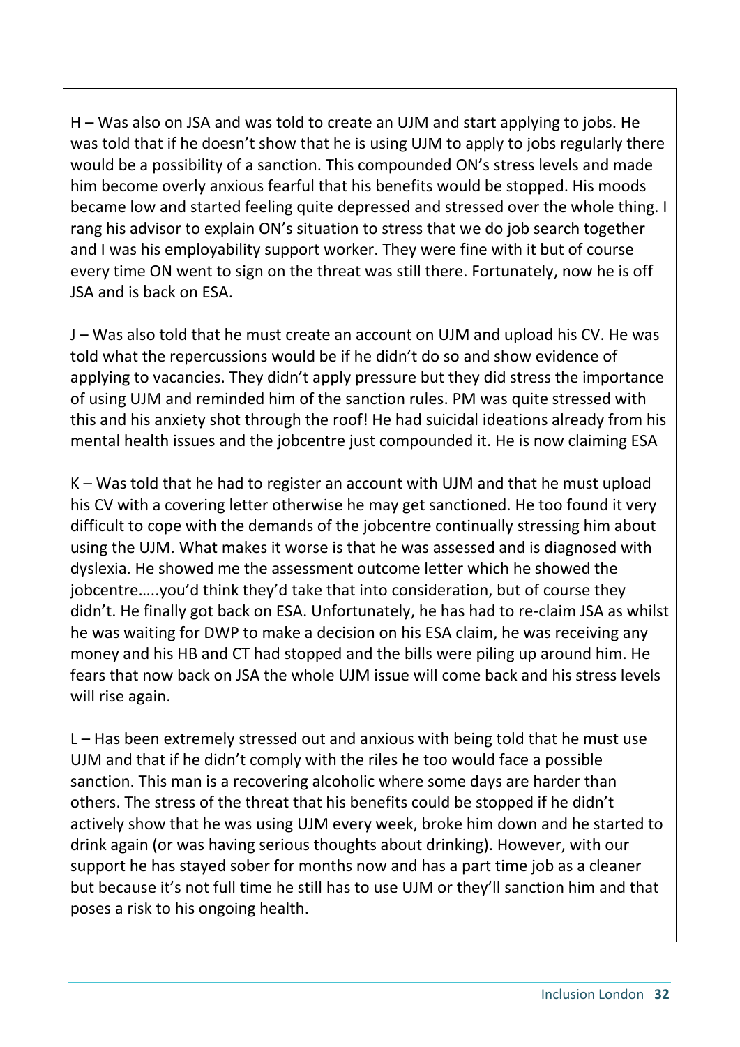H – Was also on JSA and was told to create an UJM and start applying to jobs. He was told that if he doesn't show that he is using UJM to apply to jobs regularly there would be a possibility of a sanction. This compounded ON's stress levels and made him become overly anxious fearful that his benefits would be stopped. His moods became low and started feeling quite depressed and stressed over the whole thing. I rang his advisor to explain ON's situation to stress that we do job search together and I was his employability support worker. They were fine with it but of course every time ON went to sign on the threat was still there. Fortunately, now he is off JSA and is back on ESA.

J – Was also told that he must create an account on UJM and upload his CV. He was told what the repercussions would be if he didn't do so and show evidence of applying to vacancies. They didn't apply pressure but they did stress the importance of using UJM and reminded him of the sanction rules. PM was quite stressed with this and his anxiety shot through the roof! He had suicidal ideations already from his mental health issues and the jobcentre just compounded it. He is now claiming ESA

K – Was told that he had to register an account with UJM and that he must upload his CV with a covering letter otherwise he may get sanctioned. He too found it very difficult to cope with the demands of the jobcentre continually stressing him about using the UJM. What makes it worse is that he was assessed and is diagnosed with dyslexia. He showed me the assessment outcome letter which he showed the jobcentre…..you'd think they'd take that into consideration, but of course they didn't. He finally got back on ESA. Unfortunately, he has had to re-claim JSA as whilst he was waiting for DWP to make a decision on his ESA claim, he was receiving any money and his HB and CT had stopped and the bills were piling up around him. He fears that now back on JSA the whole UJM issue will come back and his stress levels will rise again.

L – Has been extremely stressed out and anxious with being told that he must use UJM and that if he didn't comply with the riles he too would face a possible sanction. This man is a recovering alcoholic where some days are harder than others. The stress of the threat that his benefits could be stopped if he didn't actively show that he was using UJM every week, broke him down and he started to drink again (or was having serious thoughts about drinking). However, with our support he has stayed sober for months now and has a part time job as a cleaner but because it's not full time he still has to use UJM or they'll sanction him and that poses a risk to his ongoing health.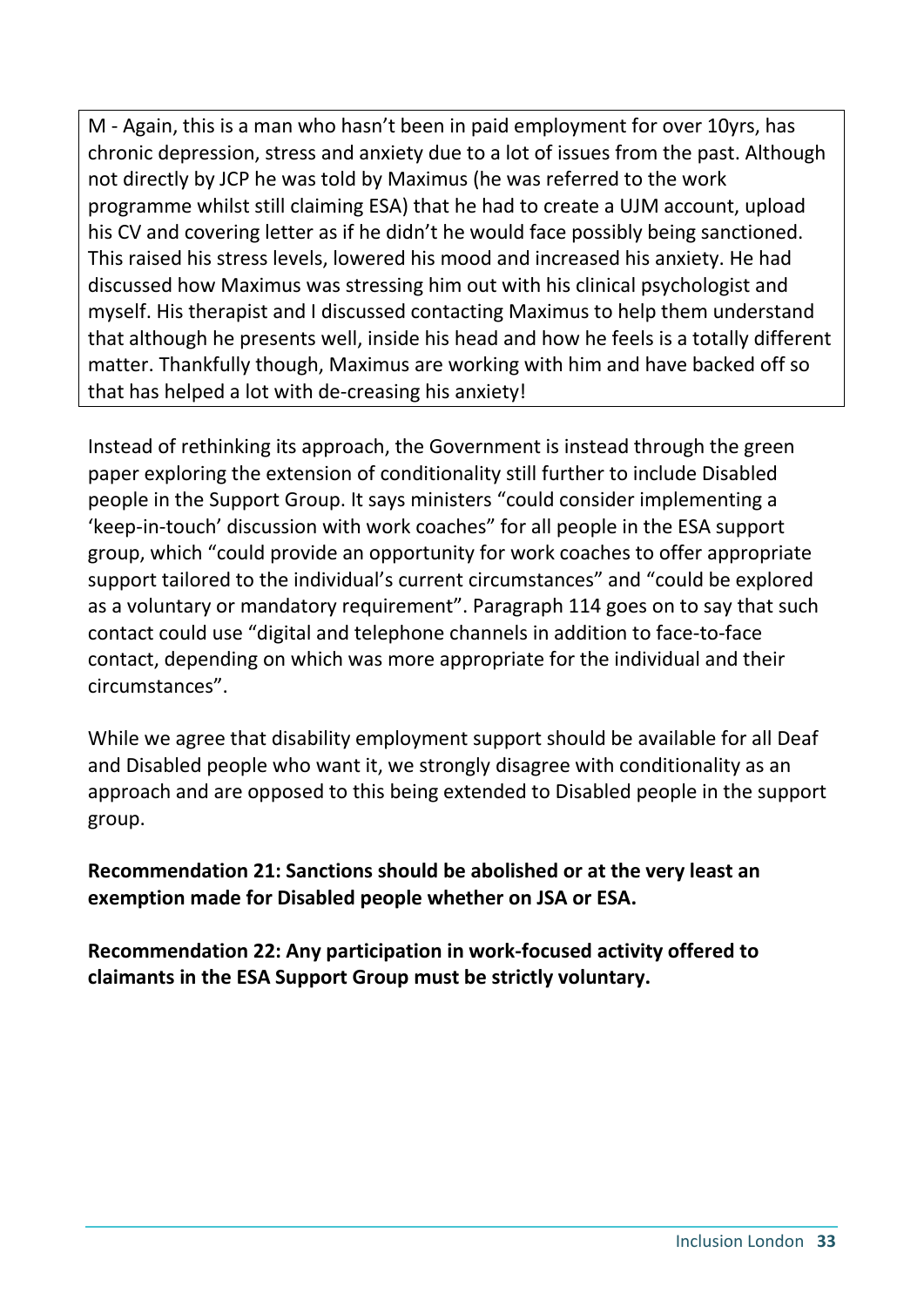> M - Again, this is a man who hasn't been in paid employment for over 10yrs, has chronic depression, stress and anxiety due to a lot of issues from the past. Although not directly by JCP he was told by Maximus (he was referred to the work programme whilst still claiming ESA) that he had to create a UJM account, upload his CV and covering letter as if he didn't he would face possibly being sanctioned. This raised his stress levels, lowered his mood and increased his anxiety. He had discussed how Maximus was stressing him out with his clinical psychologist and myself. His therapist and I discussed contacting Maximus to help them understand that although he presents well, inside his head and how he feels is a totally different matter. Thankfully though, Maximus are working with him and have backed off so that has helped a lot with de-creasing his anxiety!

Instead of rethinking its approach, the Government is instead through the green paper exploring the extension of conditionality still further to include Disabled people in the Support Group. It says ministers "could consider implementing a 'keep-in-touch' discussion with work coaches" for all people in the ESA support group, which "could provide an opportunity for work coaches to offer appropriate support tailored to the individual's current circumstances" and "could be explored as a voluntary or mandatory requirement". Paragraph 114 goes on to say that such contact could use "digital and telephone channels in addition to face-to-face contact, depending on which was more appropriate for the individual and their circumstances".

While we agree that disability employment support should be available for all Deaf and Disabled people who want it, we strongly disagree with conditionality as an approach and are opposed to this being extended to Disabled people in the support group.

**Recommendation 21: Sanctions should be abolished or at the very least an exemption made for Disabled people whether on JSA or ESA.**

**Recommendation 22: Any participation in work-focused activity offered to claimants in the ESA Support Group must be strictly voluntary.**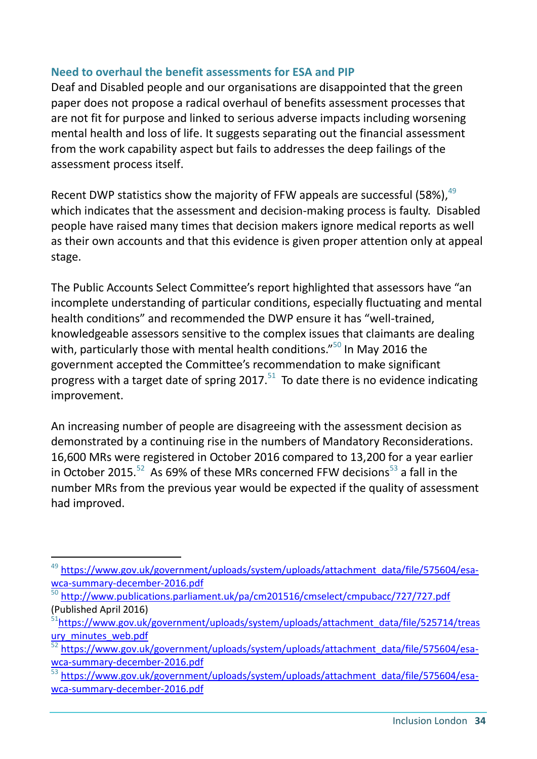### Need to overhaul the benefit assessments for ESA and PIP

Deaf and Disabled people and our organisations are disappointed that the green paper does not propose a radical overhaul of benefits assessment processes that are not fit for purpose and linked to serious adverse impacts including worsening mental health and loss of life. It suggests separating out the financial assessment from the work capability aspect but fails to addresses the deep failings of the assessment process itself.

Recent DWP statistics show the majority of FFW appeals are successful (58%),[49] which indicates that the assessment and decision-making process is faulty. Disabled people have raised many times that decision makers ignore medical reports as well as their own accounts and that this evidence is given proper attention only at appeal stage.

The Public Accounts Select Committee's report highlighted that assessors have "an incomplete understanding of particular conditions, especially fluctuating and mental health conditions" and recommended the DWP ensure it has "well-trained, knowledgeable assessors sensitive to the complex issues that claimants are dealing with, particularly those with mental health conditions."[50] In May 2016 the government accepted the Committee's recommendation to make significant progress with a target date of spring 2017.[51] To date there is no evidence indicating improvement.

An increasing number of people are disagreeing with the assessment decision as demonstrated by a continuing rise in the numbers of Mandatory Reconsiderations. 16,600 MRs were registered in October 2016 compared to 13,200 for a year earlier in October 2015.[52] As 69% of these MRs concerned FFW decisions[53] a fall in the number MRs from the previous year would be expected if the quality of assessment had improved.

---

[49] https://www.gov.uk/government/uploads/system/uploads/attachment_data/file/575604/esa-wca-summary-december-2016.pdf

[50] http://www.publications.parliament.uk/pa/cm201516/cmselect/cmpubacc/727/727.pdf (Published April 2016)

[51] https://www.gov.uk/government/uploads/system/uploads/attachment_data/file/525714/treasury_minutes_web.pdf

[52] https://www.gov.uk/government/uploads/system/uploads/attachment_data/file/575604/esa-wca-summary-december-2016.pdf

[53] https://www.gov.uk/government/uploads/system/uploads/attachment_data/file/575604/esa-wca-summary-december-2016.pdf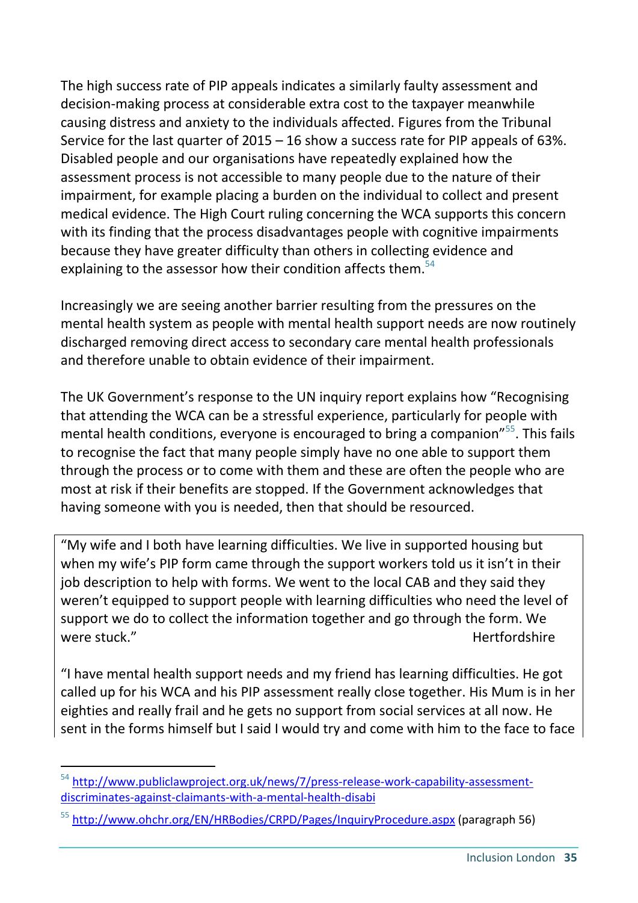The high success rate of PIP appeals indicates a similarly faulty assessment and decision-making process at considerable extra cost to the taxpayer meanwhile causing distress and anxiety to the individuals affected. Figures from the Tribunal Service for the last quarter of 2015 – 16 show a success rate for PIP appeals of 63%. Disabled people and our organisations have repeatedly explained how the assessment process is not accessible to many people due to the nature of their impairment, for example placing a burden on the individual to collect and present medical evidence. The High Court ruling concerning the WCA supports this concern with its finding that the process disadvantages people with cognitive impairments because they have greater difficulty than others in collecting evidence and explaining to the assessor how their condition affects them.[54]

Increasingly we are seeing another barrier resulting from the pressures on the mental health system as people with mental health support needs are now routinely discharged removing direct access to secondary care mental health professionals and therefore unable to obtain evidence of their impairment.

The UK Government's response to the UN inquiry report explains how "Recognising that attending the WCA can be a stressful experience, particularly for people with mental health conditions, everyone is encouraged to bring a companion"[55]. This fails to recognise the fact that many people simply have no one able to support them through the process or to come with them and these are often the people who are most at risk if their benefits are stopped. If the Government acknowledges that having someone with you is needed, then that should be resourced.

> "My wife and I both have learning difficulties. We live in supported housing but when my wife's PIP form came through the support workers told us it isn't in their job description to help with forms. We went to the local CAB and they said they weren't equipped to support people with learning difficulties who need the level of support we do to collect the information together and go through the form. We were stuck." Hertfordshire
>
> "I have mental health support needs and my friend has learning difficulties. He got called up for his WCA and his PIP assessment really close together. His Mum is in her eighties and really frail and he gets no support from social services at all now. He sent in the forms himself but I said I would try and come with him to the face to face

[54] http://www.publiclawproject.org.uk/news/7/press-release-work-capability-assessment-discriminates-against-claimants-with-a-mental-health-disabi

[55] http://www.ohchr.org/EN/HRBodies/CRPD/Pages/InquiryProcedure.aspx (paragraph 56)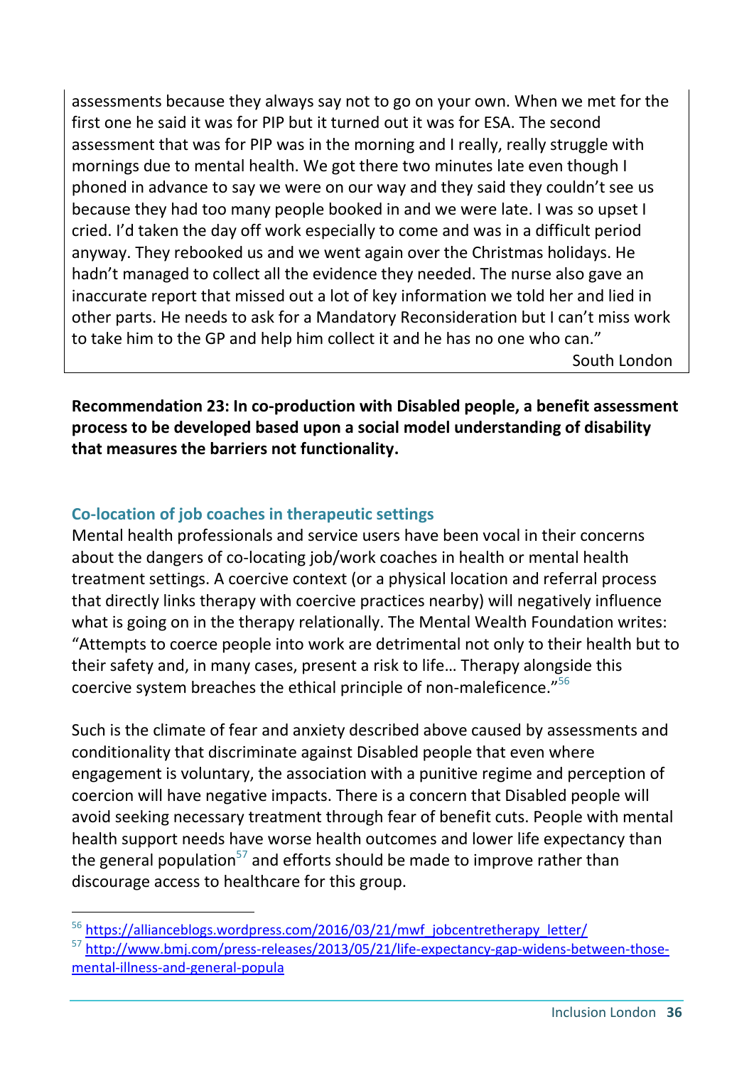assessments because they always say not to go on your own. When we met for the first one he said it was for PIP but it turned out it was for ESA. The second assessment that was for PIP was in the morning and I really, really struggle with mornings due to mental health. We got there two minutes late even though I phoned in advance to say we were on our way and they said they couldn't see us because they had too many people booked in and we were late. I was so upset I cried. I'd taken the day off work especially to come and was in a difficult period anyway. They rebooked us and we went again over the Christmas holidays. He hadn't managed to collect all the evidence they needed. The nurse also gave an inaccurate report that missed out a lot of key information we told her and lied in other parts. He needs to ask for a Mandatory Reconsideration but I can't miss work to take him to the GP and help him collect it and he has no one who can."

South London

**Recommendation 23: In co-production with Disabled people, a benefit assessment process to be developed based upon a social model understanding of disability that measures the barriers not functionality.**

### Co-location of job coaches in therapeutic settings

Mental health professionals and service users have been vocal in their concerns about the dangers of co-locating job/work coaches in health or mental health treatment settings. A coercive context (or a physical location and referral process that directly links therapy with coercive practices nearby) will negatively influence what is going on in the therapy relationally. The Mental Wealth Foundation writes: "Attempts to coerce people into work are detrimental not only to their health but to their safety and, in many cases, present a risk to life… Therapy alongside this coercive system breaches the ethical principle of non-maleficence."[56]

Such is the climate of fear and anxiety described above caused by assessments and conditionality that discriminate against Disabled people that even where engagement is voluntary, the association with a punitive regime and perception of coercion will have negative impacts. There is a concern that Disabled people will avoid seeking necessary treatment through fear of benefit cuts. People with mental health support needs have worse health outcomes and lower life expectancy than the general population[57] and efforts should be made to improve rather than discourage access to healthcare for this group.

---

[56] https://allianceblogs.wordpress.com/2016/03/21/mwf_jobcentretherapy_letter/

[57] http://www.bmj.com/press-releases/2013/05/21/life-expectancy-gap-widens-between-those-mental-illness-and-general-popula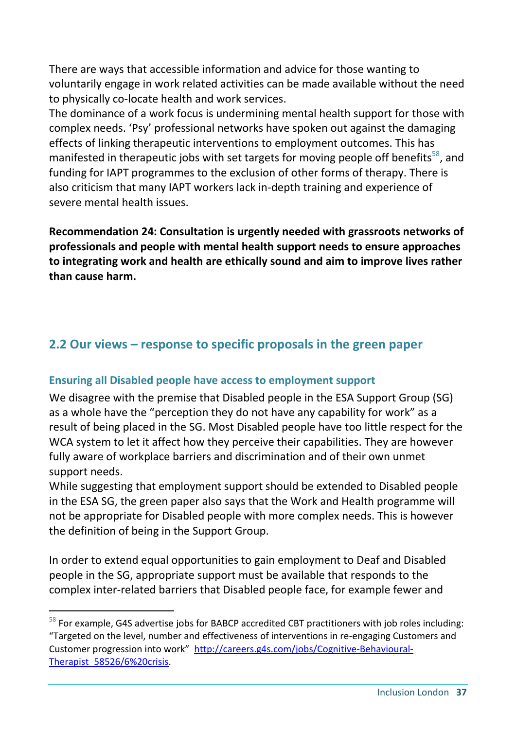There are ways that accessible information and advice for those wanting to voluntarily engage in work related activities can be made available without the need to physically co-locate health and work services.

The dominance of a work focus is undermining mental health support for those with complex needs. 'Psy' professional networks have spoken out against the damaging effects of linking therapeutic interventions to employment outcomes. This has manifested in therapeutic jobs with set targets for moving people off benefits[58], and funding for IAPT programmes to the exclusion of other forms of therapy. There is also criticism that many IAPT workers lack in-depth training and experience of severe mental health issues.

**Recommendation 24: Consultation is urgently needed with grassroots networks of professionals and people with mental health support needs to ensure approaches to integrating work and health are ethically sound and aim to improve lives rather than cause harm.**

## 2.2 Our views – response to specific proposals in the green paper

### Ensuring all Disabled people have access to employment support

We disagree with the premise that Disabled people in the ESA Support Group (SG) as a whole have the "perception they do not have any capability for work" as a result of being placed in the SG. Most Disabled people have too little respect for the WCA system to let it affect how they perceive their capabilities. They are however fully aware of workplace barriers and discrimination and of their own unmet support needs.

While suggesting that employment support should be extended to Disabled people in the ESA SG, the green paper also says that the Work and Health programme will not be appropriate for Disabled people with more complex needs. This is however the definition of being in the Support Group.

In order to extend equal opportunities to gain employment to Deaf and Disabled people in the SG, appropriate support must be available that responds to the complex inter-related barriers that Disabled people face, for example fewer and

[58] For example, G4S advertise jobs for BABCP accredited CBT practitioners with job roles including: "Targeted on the level, number and effectiveness of interventions in re-engaging Customers and Customer progression into work" http://careers.g4s.com/jobs/Cognitive-Behavioural-Therapist_58526/6%20crisis.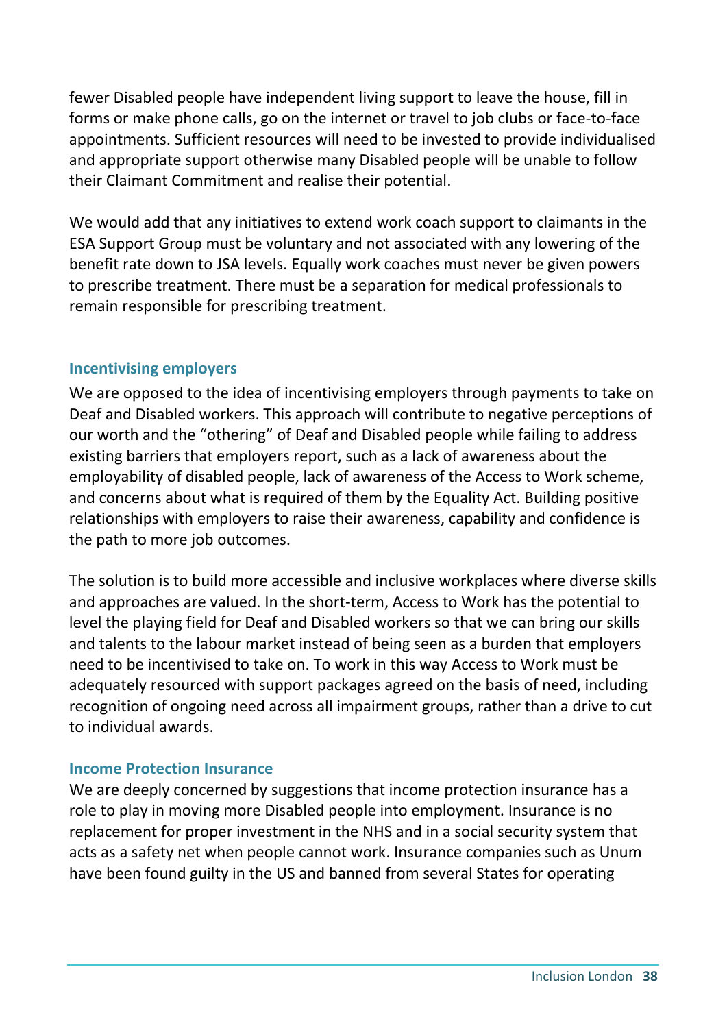fewer Disabled people have independent living support to leave the house, fill in forms or make phone calls, go on the internet or travel to job clubs or face-to-face appointments. Sufficient resources will need to be invested to provide individualised and appropriate support otherwise many Disabled people will be unable to follow their Claimant Commitment and realise their potential.

We would add that any initiatives to extend work coach support to claimants in the ESA Support Group must be voluntary and not associated with any lowering of the benefit rate down to JSA levels. Equally work coaches must never be given powers to prescribe treatment. There must be a separation for medical professionals to remain responsible for prescribing treatment.

### Incentivising employers

We are opposed to the idea of incentivising employers through payments to take on Deaf and Disabled workers. This approach will contribute to negative perceptions of our worth and the "othering" of Deaf and Disabled people while failing to address existing barriers that employers report, such as a lack of awareness about the employability of disabled people, lack of awareness of the Access to Work scheme, and concerns about what is required of them by the Equality Act. Building positive relationships with employers to raise their awareness, capability and confidence is the path to more job outcomes.

The solution is to build more accessible and inclusive workplaces where diverse skills and approaches are valued. In the short-term, Access to Work has the potential to level the playing field for Deaf and Disabled workers so that we can bring our skills and talents to the labour market instead of being seen as a burden that employers need to be incentivised to take on. To work in this way Access to Work must be adequately resourced with support packages agreed on the basis of need, including recognition of ongoing need across all impairment groups, rather than a drive to cut to individual awards.

### Income Protection Insurance

We are deeply concerned by suggestions that income protection insurance has a role to play in moving more Disabled people into employment. Insurance is no replacement for proper investment in the NHS and in a social security system that acts as a safety net when people cannot work. Insurance companies such as Unum have been found guilty in the US and banned from several States for operating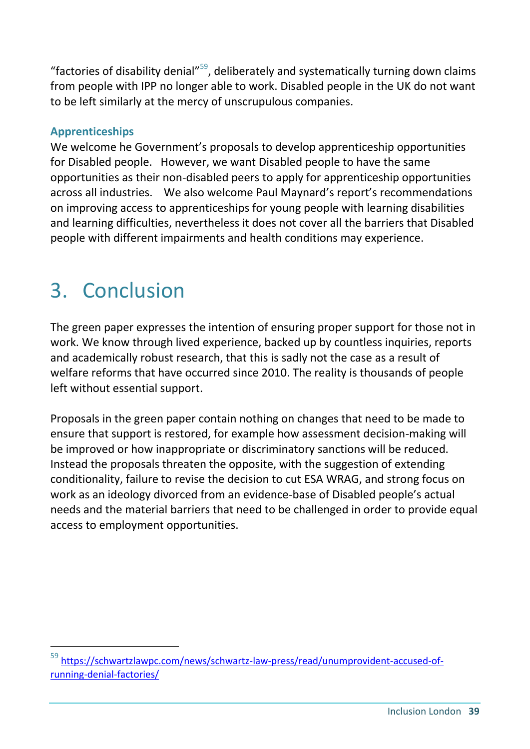"factories of disability denial"[59], deliberately and systematically turning down claims from people with IPP no longer able to work. Disabled people in the UK do not want to be left similarly at the mercy of unscrupulous companies.

### Apprenticeships

We welcome he Government's proposals to develop apprenticeship opportunities for Disabled people. However, we want Disabled people to have the same opportunities as their non-disabled peers to apply for apprenticeship opportunities across all industries. We also welcome Paul Maynard's report's recommendations on improving access to apprenticeships for young people with learning disabilities and learning difficulties, nevertheless it does not cover all the barriers that Disabled people with different impairments and health conditions may experience.

# 3. Conclusion

The green paper expresses the intention of ensuring proper support for those not in work. We know through lived experience, backed up by countless inquiries, reports and academically robust research, that this is sadly not the case as a result of welfare reforms that have occurred since 2010. The reality is thousands of people left without essential support.

Proposals in the green paper contain nothing on changes that need to be made to ensure that support is restored, for example how assessment decision-making will be improved or how inappropriate or discriminatory sanctions will be reduced. Instead the proposals threaten the opposite, with the suggestion of extending conditionality, failure to revise the decision to cut ESA WRAG, and strong focus on work as an ideology divorced from an evidence-base of Disabled people's actual needs and the material barriers that need to be challenged in order to provide equal access to employment opportunities.

---

[59] https://schwartzlawpc.com/news/schwartz-law-press/read/unumprovident-accused-of-running-denial-factories/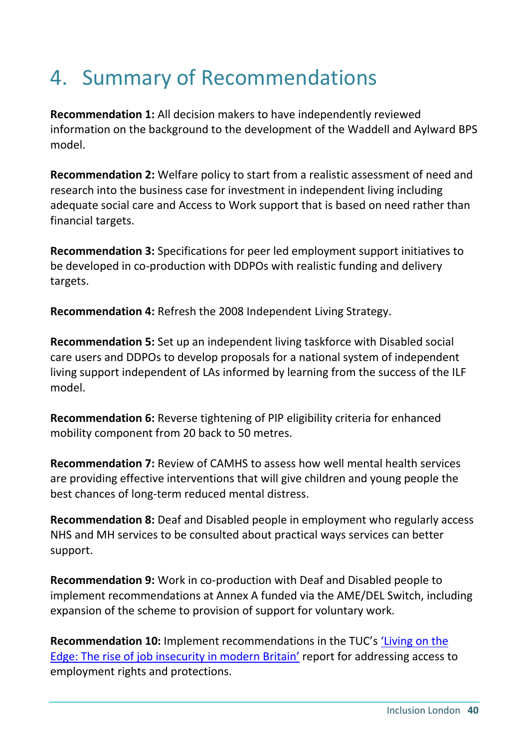# 4. Summary of Recommendations

**Recommendation 1:** All decision makers to have independently reviewed information on the background to the development of the Waddell and Aylward BPS model.

**Recommendation 2:** Welfare policy to start from a realistic assessment of need and research into the business case for investment in independent living including adequate social care and Access to Work support that is based on need rather than financial targets.

**Recommendation 3:** Specifications for peer led employment support initiatives to be developed in co-production with DDPOs with realistic funding and delivery targets.

**Recommendation 4:** Refresh the 2008 Independent Living Strategy.

**Recommendation 5:** Set up an independent living taskforce with Disabled social care users and DDPOs to develop proposals for a national system of independent living support independent of LAs informed by learning from the success of the ILF model.

**Recommendation 6:** Reverse tightening of PIP eligibility criteria for enhanced mobility component from 20 back to 50 metres.

**Recommendation 7:** Review of CAMHS to assess how well mental health services are providing effective interventions that will give children and young people the best chances of long-term reduced mental distress.

**Recommendation 8:** Deaf and Disabled people in employment who regularly access NHS and MH services to be consulted about practical ways services can better support.

**Recommendation 9:** Work in co-production with Deaf and Disabled people to implement recommendations at Annex A funded via the AME/DEL Switch, including expansion of the scheme to provision of support for voluntary work.

**Recommendation 10:** Implement recommendations in the TUC's 'Living on the Edge: The rise of job insecurity in modern Britain' report for addressing access to employment rights and protections.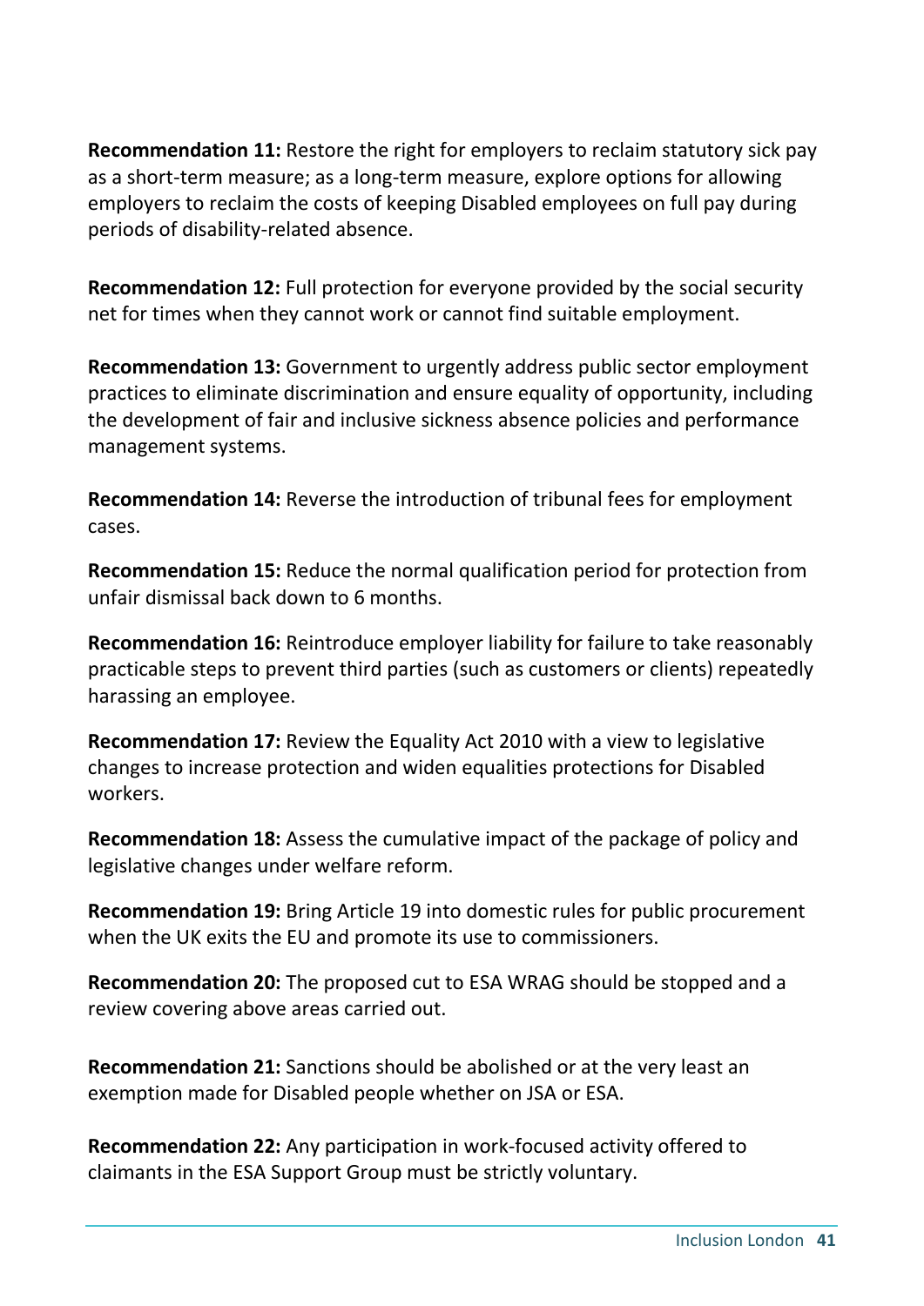**Recommendation 11:** Restore the right for employers to reclaim statutory sick pay as a short-term measure; as a long-term measure, explore options for allowing employers to reclaim the costs of keeping Disabled employees on full pay during periods of disability-related absence.

**Recommendation 12:** Full protection for everyone provided by the social security net for times when they cannot work or cannot find suitable employment.

**Recommendation 13:** Government to urgently address public sector employment practices to eliminate discrimination and ensure equality of opportunity, including the development of fair and inclusive sickness absence policies and performance management systems.

**Recommendation 14:** Reverse the introduction of tribunal fees for employment cases.

**Recommendation 15:** Reduce the normal qualification period for protection from unfair dismissal back down to 6 months.

**Recommendation 16:** Reintroduce employer liability for failure to take reasonably practicable steps to prevent third parties (such as customers or clients) repeatedly harassing an employee.

**Recommendation 17:** Review the Equality Act 2010 with a view to legislative changes to increase protection and widen equalities protections for Disabled workers.

**Recommendation 18:** Assess the cumulative impact of the package of policy and legislative changes under welfare reform.

**Recommendation 19:** Bring Article 19 into domestic rules for public procurement when the UK exits the EU and promote its use to commissioners.

**Recommendation 20:** The proposed cut to ESA WRAG should be stopped and a review covering above areas carried out.

**Recommendation 21:** Sanctions should be abolished or at the very least an exemption made for Disabled people whether on JSA or ESA.

**Recommendation 22:** Any participation in work-focused activity offered to claimants in the ESA Support Group must be strictly voluntary.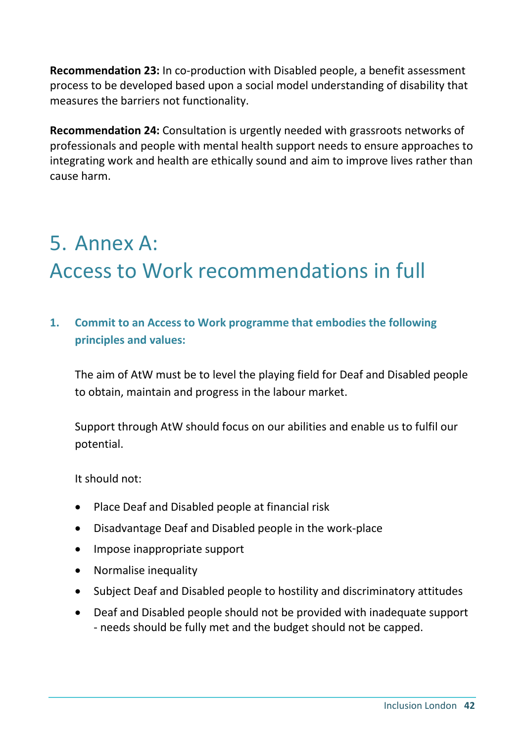**Recommendation 23:** In co-production with Disabled people, a benefit assessment process to be developed based upon a social model understanding of disability that measures the barriers not functionality.

**Recommendation 24:** Consultation is urgently needed with grassroots networks of professionals and people with mental health support needs to ensure approaches to integrating work and health are ethically sound and aim to improve lives rather than cause harm.

# 5. Annex A: Access to Work recommendations in full

### 1. Commit to an Access to Work programme that embodies the following principles and values:

The aim of AtW must be to level the playing field for Deaf and Disabled people to obtain, maintain and progress in the labour market.

Support through AtW should focus on our abilities and enable us to fulfil our potential.

It should not:

- Place Deaf and Disabled people at financial risk
- Disadvantage Deaf and Disabled people in the work-place
- Impose inappropriate support
- Normalise inequality
- Subject Deaf and Disabled people to hostility and discriminatory attitudes
- Deaf and Disabled people should not be provided with inadequate support - needs should be fully met and the budget should not be capped.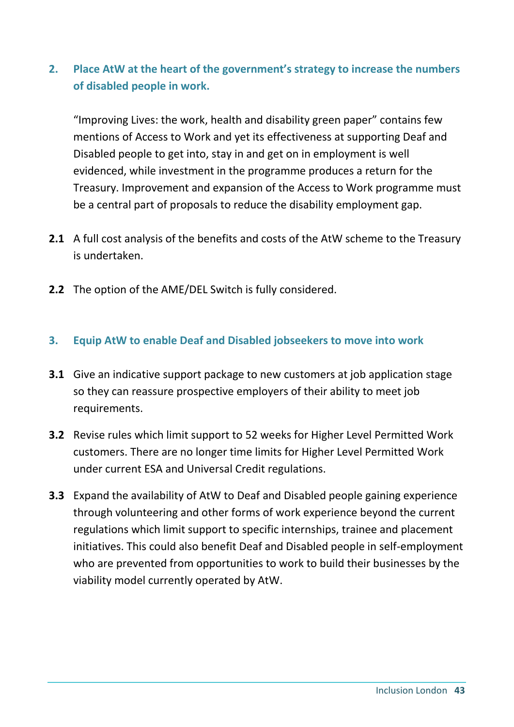## 2. Place AtW at the heart of the government's strategy to increase the numbers of disabled people in work.

"Improving Lives: the work, health and disability green paper" contains few mentions of Access to Work and yet its effectiveness at supporting Deaf and Disabled people to get into, stay in and get on in employment is well evidenced, while investment in the programme produces a return for the Treasury. Improvement and expansion of the Access to Work programme must be a central part of proposals to reduce the disability employment gap.

**2.1** A full cost analysis of the benefits and costs of the AtW scheme to the Treasury is undertaken.

**2.2** The option of the AME/DEL Switch is fully considered.

## 3. Equip AtW to enable Deaf and Disabled jobseekers to move into work

**3.1** Give an indicative support package to new customers at job application stage so they can reassure prospective employers of their ability to meet job requirements.

**3.2** Revise rules which limit support to 52 weeks for Higher Level Permitted Work customers. There are no longer time limits for Higher Level Permitted Work under current ESA and Universal Credit regulations.

**3.3** Expand the availability of AtW to Deaf and Disabled people gaining experience through volunteering and other forms of work experience beyond the current regulations which limit support to specific internships, trainee and placement initiatives. This could also benefit Deaf and Disabled people in self-employment who are prevented from opportunities to work to build their businesses by the viability model currently operated by AtW.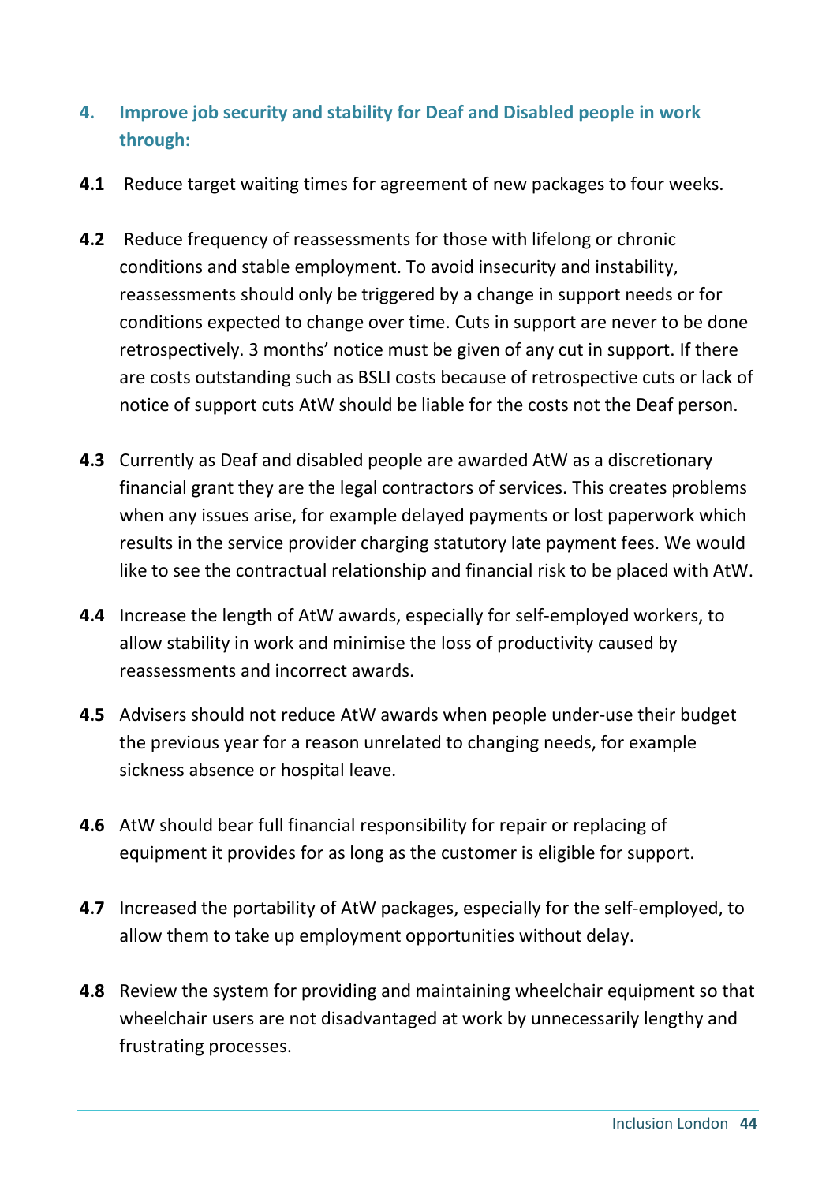## 4. Improve job security and stability for Deaf and Disabled people in work through:

**4.1** Reduce target waiting times for agreement of new packages to four weeks.

**4.2** Reduce frequency of reassessments for those with lifelong or chronic conditions and stable employment. To avoid insecurity and instability, reassessments should only be triggered by a change in support needs or for conditions expected to change over time. Cuts in support are never to be done retrospectively. 3 months' notice must be given of any cut in support. If there are costs outstanding such as BSLI costs because of retrospective cuts or lack of notice of support cuts AtW should be liable for the costs not the Deaf person.

**4.3** Currently as Deaf and disabled people are awarded AtW as a discretionary financial grant they are the legal contractors of services. This creates problems when any issues arise, for example delayed payments or lost paperwork which results in the service provider charging statutory late payment fees. We would like to see the contractual relationship and financial risk to be placed with AtW.

**4.4** Increase the length of AtW awards, especially for self-employed workers, to allow stability in work and minimise the loss of productivity caused by reassessments and incorrect awards.

**4.5** Advisers should not reduce AtW awards when people under-use their budget the previous year for a reason unrelated to changing needs, for example sickness absence or hospital leave.

**4.6** AtW should bear full financial responsibility for repair or replacing of equipment it provides for as long as the customer is eligible for support.

**4.7** Increased the portability of AtW packages, especially for the self-employed, to allow them to take up employment opportunities without delay.

**4.8** Review the system for providing and maintaining wheelchair equipment so that wheelchair users are not disadvantaged at work by unnecessarily lengthy and frustrating processes.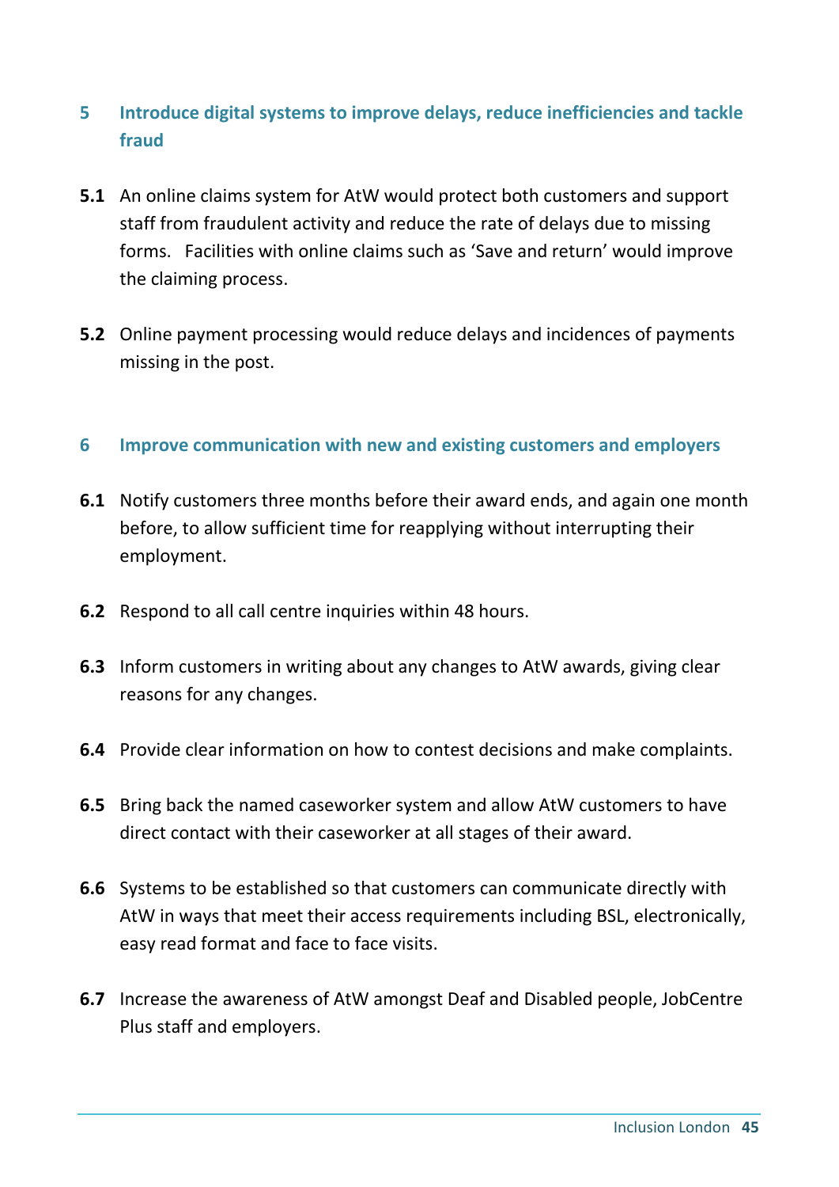## 5 Introduce digital systems to improve delays, reduce inefficiencies and tackle fraud

**5.1** An online claims system for AtW would protect both customers and support staff from fraudulent activity and reduce the rate of delays due to missing forms. Facilities with online claims such as 'Save and return' would improve the claiming process.

**5.2** Online payment processing would reduce delays and incidences of payments missing in the post.

## 6 Improve communication with new and existing customers and employers

**6.1** Notify customers three months before their award ends, and again one month before, to allow sufficient time for reapplying without interrupting their employment.

**6.2** Respond to all call centre inquiries within 48 hours.

**6.3** Inform customers in writing about any changes to AtW awards, giving clear reasons for any changes.

**6.4** Provide clear information on how to contest decisions and make complaints.

**6.5** Bring back the named caseworker system and allow AtW customers to have direct contact with their caseworker at all stages of their award.

**6.6** Systems to be established so that customers can communicate directly with AtW in ways that meet their access requirements including BSL, electronically, easy read format and face to face visits.

**6.7** Increase the awareness of AtW amongst Deaf and Disabled people, JobCentre Plus staff and employers.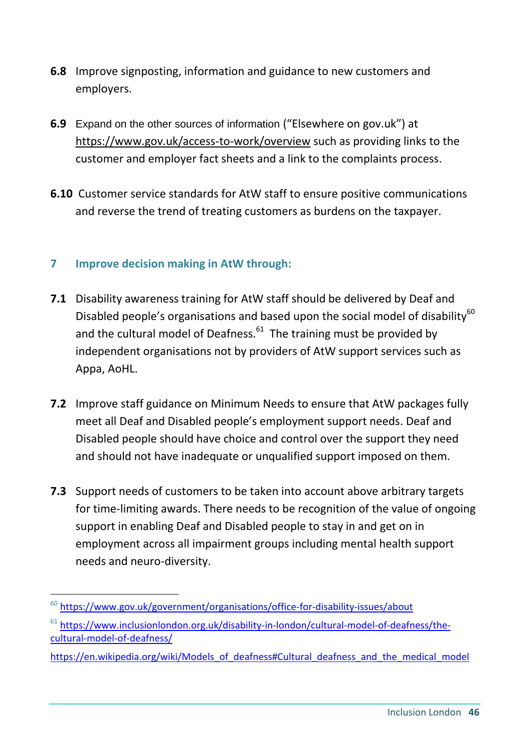**6.8** Improve signposting, information and guidance to new customers and employers.

**6.9** Expand on the other sources of information ("Elsewhere on gov.uk") at https://www.gov.uk/access-to-work/overview such as providing links to the customer and employer fact sheets and a link to the complaints process.

**6.10** Customer service standards for AtW staff to ensure positive communications and reverse the trend of treating customers as burdens on the taxpayer.

## 7 Improve decision making in AtW through:

**7.1** Disability awareness training for AtW staff should be delivered by Deaf and Disabled people's organisations and based upon the social model of disability[60] and the cultural model of Deafness.[61] The training must be provided by independent organisations not by providers of AtW support services such as Appa, AoHL.

**7.2** Improve staff guidance on Minimum Needs to ensure that AtW packages fully meet all Deaf and Disabled people's employment support needs. Deaf and Disabled people should have choice and control over the support they need and should not have inadequate or unqualified support imposed on them.

**7.3** Support needs of customers to be taken into account above arbitrary targets for time-limiting awards. There needs to be recognition of the value of ongoing support in enabling Deaf and Disabled people to stay in and get on in employment across all impairment groups including mental health support needs and neuro-diversity.

---

[60] https://www.gov.uk/government/organisations/office-for-disability-issues/about

[61] https://www.inclusionlondon.org.uk/disability-in-london/cultural-model-of-deafness/the-cultural-model-of-deafness/

https://en.wikipedia.org/wiki/Models_of_deafness#Cultural_deafness_and_the_medical_model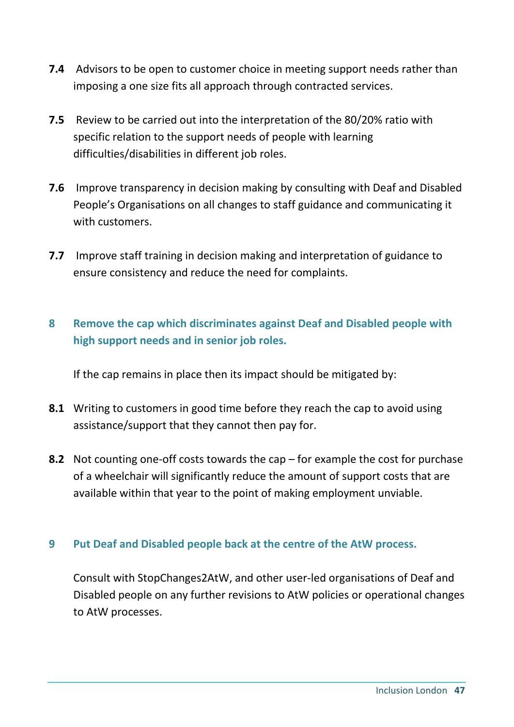**7.4** Advisors to be open to customer choice in meeting support needs rather than imposing a one size fits all approach through contracted services.

**7.5** Review to be carried out into the interpretation of the 80/20% ratio with specific relation to the support needs of people with learning difficulties/disabilities in different job roles.

**7.6** Improve transparency in decision making by consulting with Deaf and Disabled People's Organisations on all changes to staff guidance and communicating it with customers.

**7.7** Improve staff training in decision making and interpretation of guidance to ensure consistency and reduce the need for complaints.

## 8 Remove the cap which discriminates against Deaf and Disabled people with high support needs and in senior job roles.

If the cap remains in place then its impact should be mitigated by:

**8.1** Writing to customers in good time before they reach the cap to avoid using assistance/support that they cannot then pay for.

**8.2** Not counting one-off costs towards the cap – for example the cost for purchase of a wheelchair will significantly reduce the amount of support costs that are available within that year to the point of making employment unviable.

## 9 Put Deaf and Disabled people back at the centre of the AtW process.

Consult with StopChanges2AtW, and other user-led organisations of Deaf and Disabled people on any further revisions to AtW policies or operational changes to AtW processes.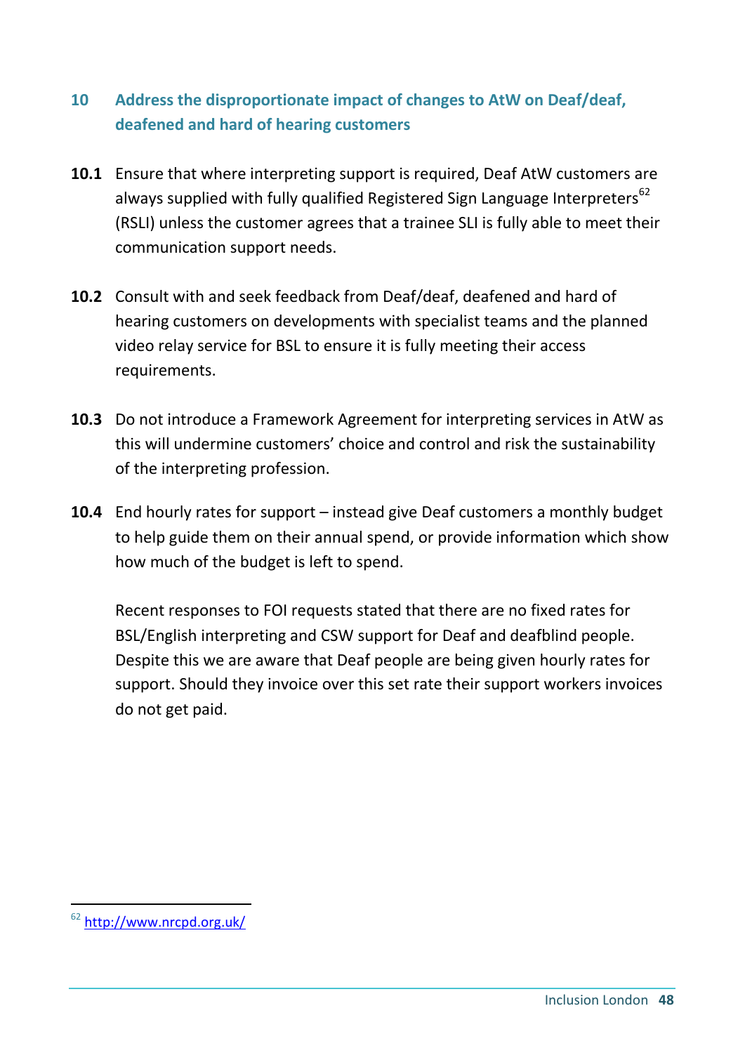## 10 Address the disproportionate impact of changes to AtW on Deaf/deaf, deafened and hard of hearing customers

**10.1** Ensure that where interpreting support is required, Deaf AtW customers are always supplied with fully qualified Registered Sign Language Interpreters[62] (RSLI) unless the customer agrees that a trainee SLI is fully able to meet their communication support needs.

**10.2** Consult with and seek feedback from Deaf/deaf, deafened and hard of hearing customers on developments with specialist teams and the planned video relay service for BSL to ensure it is fully meeting their access requirements.

**10.3** Do not introduce a Framework Agreement for interpreting services in AtW as this will undermine customers' choice and control and risk the sustainability of the interpreting profession.

**10.4** End hourly rates for support – instead give Deaf customers a monthly budget to help guide them on their annual spend, or provide information which show how much of the budget is left to spend.

Recent responses to FOI requests stated that there are no fixed rates for BSL/English interpreting and CSW support for Deaf and deafblind people. Despite this we are aware that Deaf people are being given hourly rates for support. Should they invoice over this set rate their support workers invoices do not get paid.

---

[62] http://www.nrcpd.org.uk/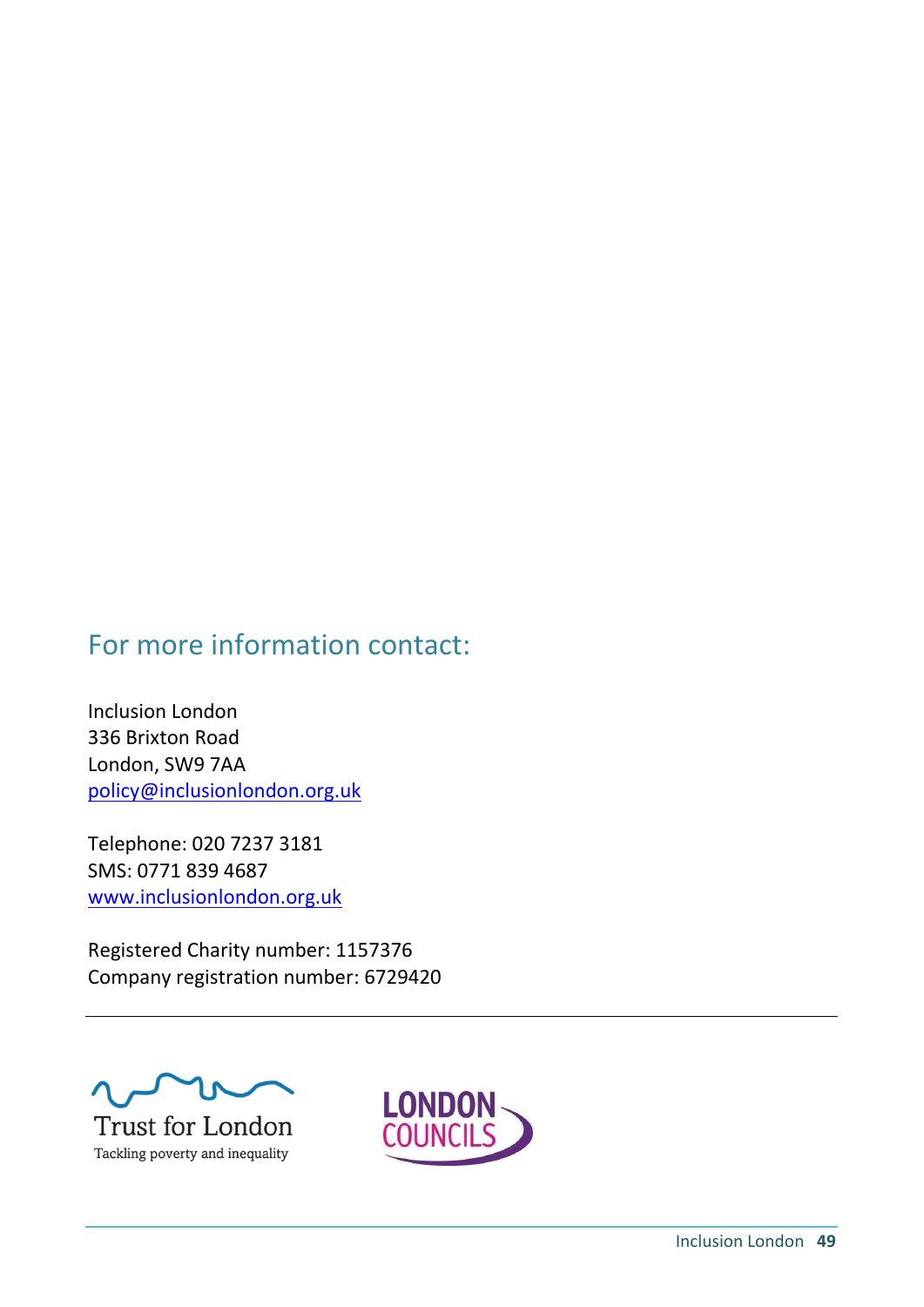## For more information contact:

Inclusion London
336 Brixton Road
London, SW9 7AA
policy@inclusionlondon.org.uk

Telephone: 020 7237 3181
SMS: 0771 839 4687
www.inclusionlondon.org.uk

Registered Charity number: 1157376
Company registration number: 6729420

---

Trust for London
Tackling poverty and inequality

LONDON COUNCILS